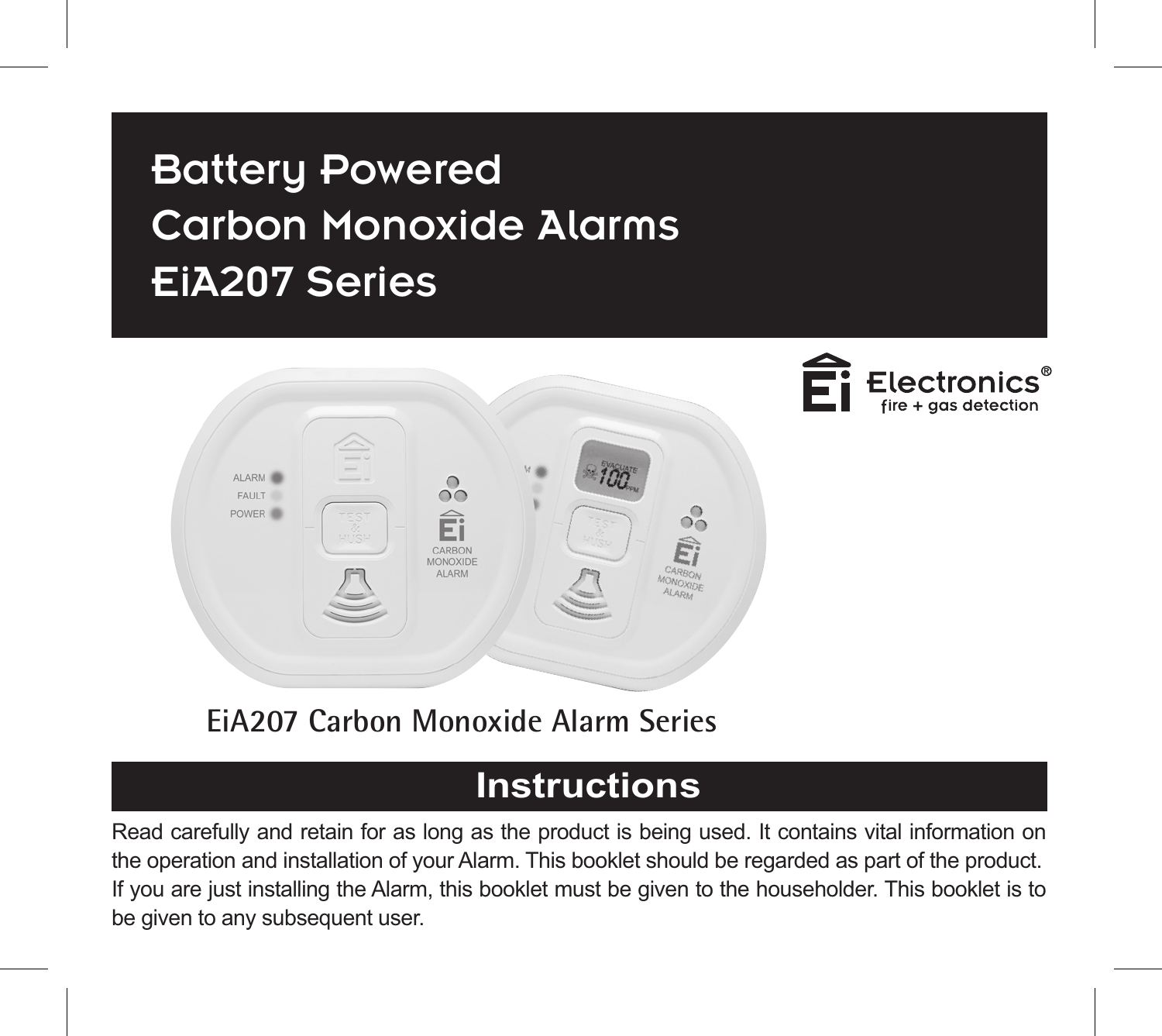# Battery Powered Carbon Monoxide Alarms EiA207 Series

Ei Electronics®
fire + gas detection

EiA207 Carbon Monoxide Alarm Series

## Instructions

Read carefully and retain for as long as the product is being used. It contains vital information on the operation and installation of your Alarm. This booklet should be regarded as part of the product. If you are just installing the Alarm, this booklet must be given to the householder. This booklet is to be given to any subsequent user.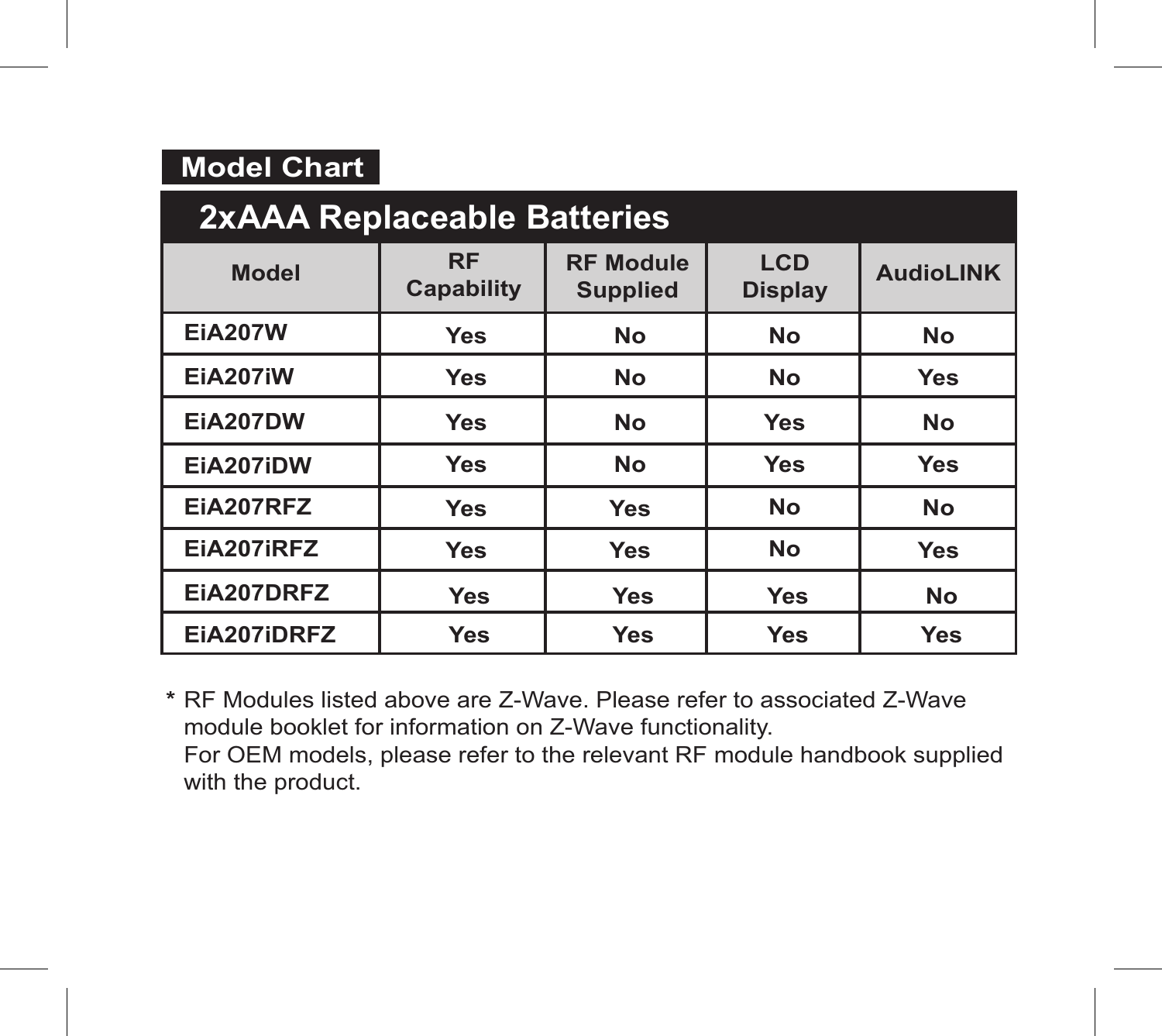## Model Chart

| 2xAAA Replaceable Batteries | | | | |
|---|---|---|---|---|
| **Model** | **RF Capability** | **RF Module Supplied** | **LCD Display** | **AudioLINK** |
| **EiA207W** | **Yes** | **No** | **No** | **No** |
| **EiA207iW** | **Yes** | **No** | **No** | **Yes** |
| **EiA207DW** | **Yes** | **No** | **Yes** | **No** |
| **EiA207iDW** | **Yes** | **No** | **Yes** | **Yes** |
| **EiA207RFZ** | **Yes** | **Yes** | **No** | **No** |
| **EiA207iRFZ** | **Yes** | **Yes** | **No** | **Yes** |
| **EiA207DRFZ** | **Yes** | **Yes** | **Yes** | **No** |
| **EiA207iDRFZ** | **Yes** | **Yes** | **Yes** | **Yes** |

**\*** RF Modules listed above are Z-Wave. Please refer to associated Z-Wave module booklet for information on Z-Wave functionality.
For OEM models, please refer to the relevant RF module handbook supplied with the product.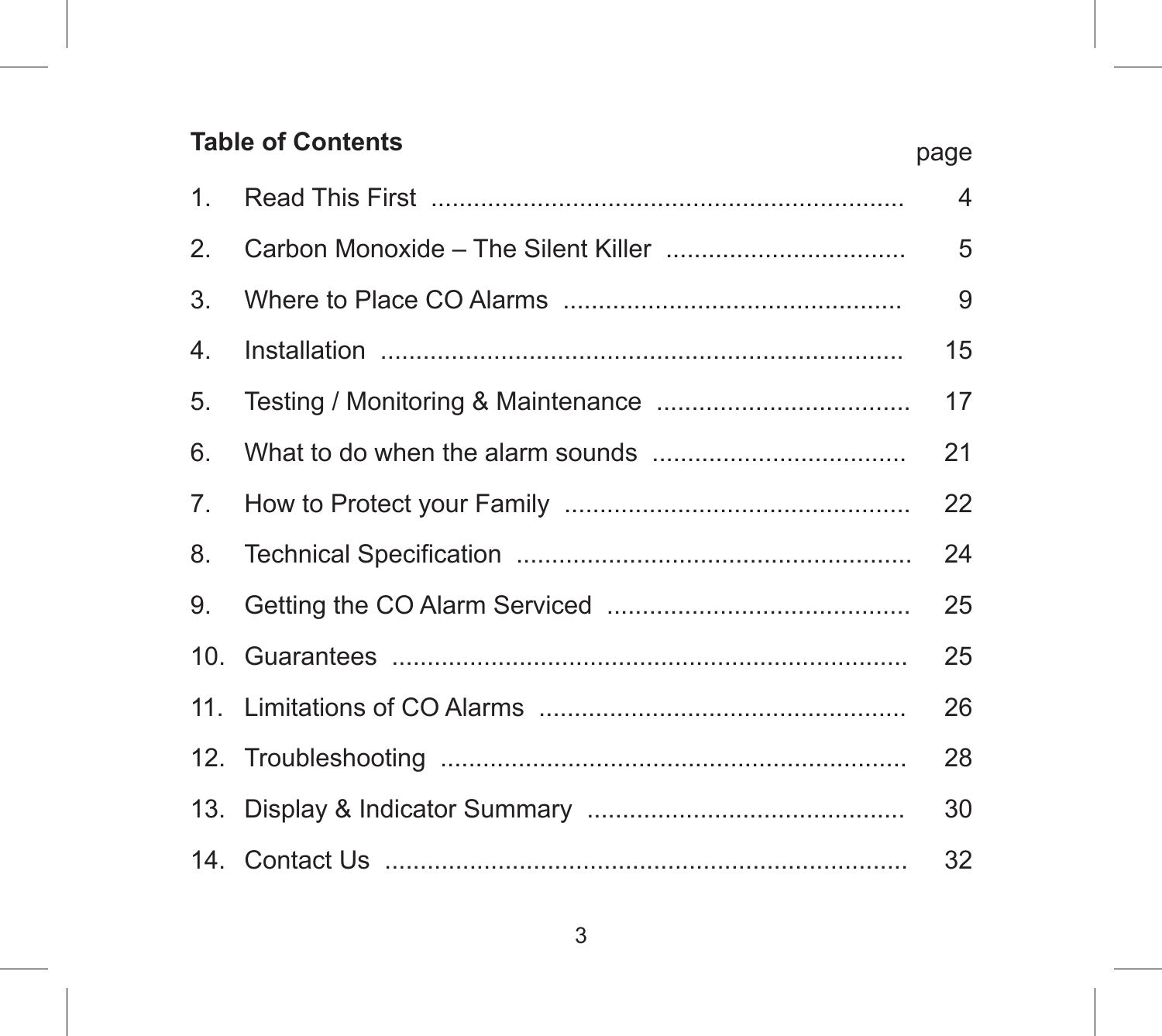## Table of Contents

| | | page |
|---|---|---|
| 1. | Read This First | 4 |
| 2. | Carbon Monoxide – The Silent Killer | 5 |
| 3. | Where to Place CO Alarms | 9 |
| 4. | Installation | 15 |
| 5. | Testing / Monitoring & Maintenance | 17 |
| 6. | What to do when the alarm sounds | 21 |
| 7. | How to Protect your Family | 22 |
| 8. | Technical Specification | 24 |
| 9. | Getting the CO Alarm Serviced | 25 |
| 10. | Guarantees | 25 |
| 11. | Limitations of CO Alarms | 26 |
| 12. | Troubleshooting | 28 |
| 13. | Display & Indicator Summary | 30 |
| 14. | Contact Us | 32 |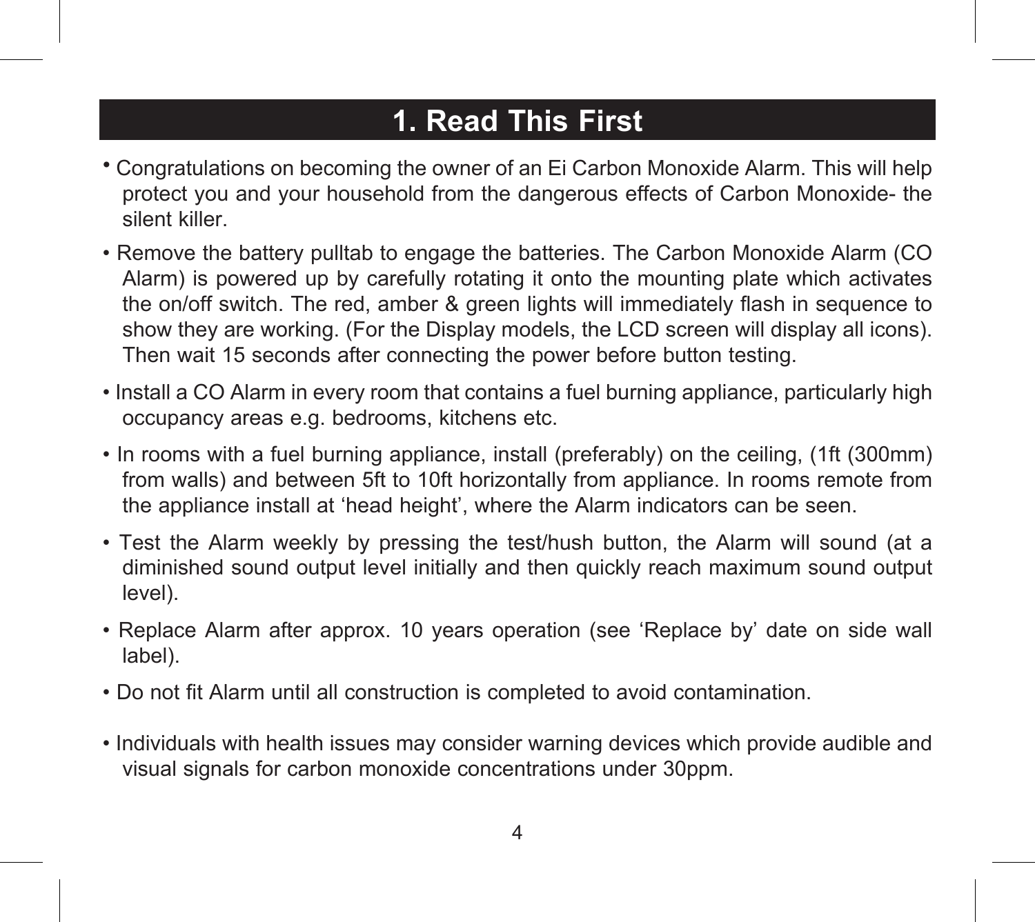# 1. Read This First

- Congratulations on becoming the owner of an Ei Carbon Monoxide Alarm. This will help protect you and your household from the dangerous effects of Carbon Monoxide- the silent killer.
- Remove the battery pulltab to engage the batteries. The Carbon Monoxide Alarm (CO Alarm) is powered up by carefully rotating it onto the mounting plate which activates the on/off switch. The red, amber & green lights will immediately flash in sequence to show they are working. (For the Display models, the LCD screen will display all icons). Then wait 15 seconds after connecting the power before button testing.
- Install a CO Alarm in every room that contains a fuel burning appliance, particularly high occupancy areas e.g. bedrooms, kitchens etc.
- In rooms with a fuel burning appliance, install (preferably) on the ceiling, (1ft (300mm) from walls) and between 5ft to 10ft horizontally from appliance. In rooms remote from the appliance install at ‘head height’, where the Alarm indicators can be seen.
- Test the Alarm weekly by pressing the test/hush button, the Alarm will sound (at a diminished sound output level initially and then quickly reach maximum sound output level).
- Replace Alarm after approx. 10 years operation (see ‘Replace by’ date on side wall label).
- Do not fit Alarm until all construction is completed to avoid contamination.
- Individuals with health issues may consider warning devices which provide audible and visual signals for carbon monoxide concentrations under 30ppm.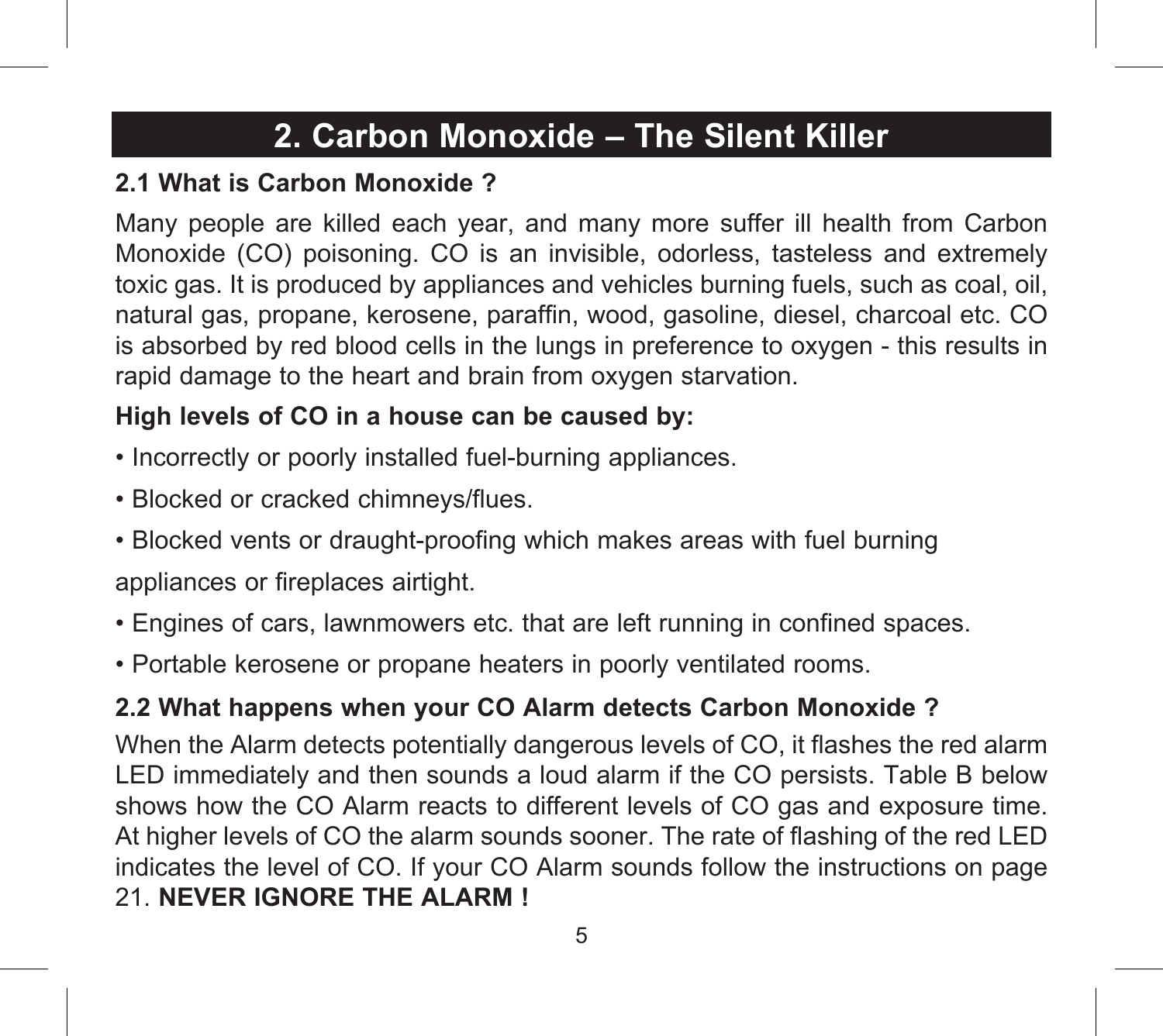# 2. Carbon Monoxide – The Silent Killer

## 2.1 What is Carbon Monoxide ?

Many people are killed each year, and many more suffer ill health from Carbon Monoxide (CO) poisoning. CO is an invisible, odorless, tasteless and extremely toxic gas. It is produced by appliances and vehicles burning fuels, such as coal, oil, natural gas, propane, kerosene, paraffin, wood, gasoline, diesel, charcoal etc. CO is absorbed by red blood cells in the lungs in preference to oxygen - this results in rapid damage to the heart and brain from oxygen starvation.

**High levels of CO in a house can be caused by:**

- Incorrectly or poorly installed fuel-burning appliances.
- Blocked or cracked chimneys/flues.
- Blocked vents or draught-proofing which makes areas with fuel burning appliances or fireplaces airtight.
- Engines of cars, lawnmowers etc. that are left running in confined spaces.
- Portable kerosene or propane heaters in poorly ventilated rooms.

## 2.2 What happens when your CO Alarm detects Carbon Monoxide ?

When the Alarm detects potentially dangerous levels of CO, it flashes the red alarm LED immediately and then sounds a loud alarm if the CO persists. Table B below shows how the CO Alarm reacts to different levels of CO gas and exposure time. At higher levels of CO the alarm sounds sooner. The rate of flashing of the red LED indicates the level of CO. If your CO Alarm sounds follow the instructions on page 21. **NEVER IGNORE THE ALARM !**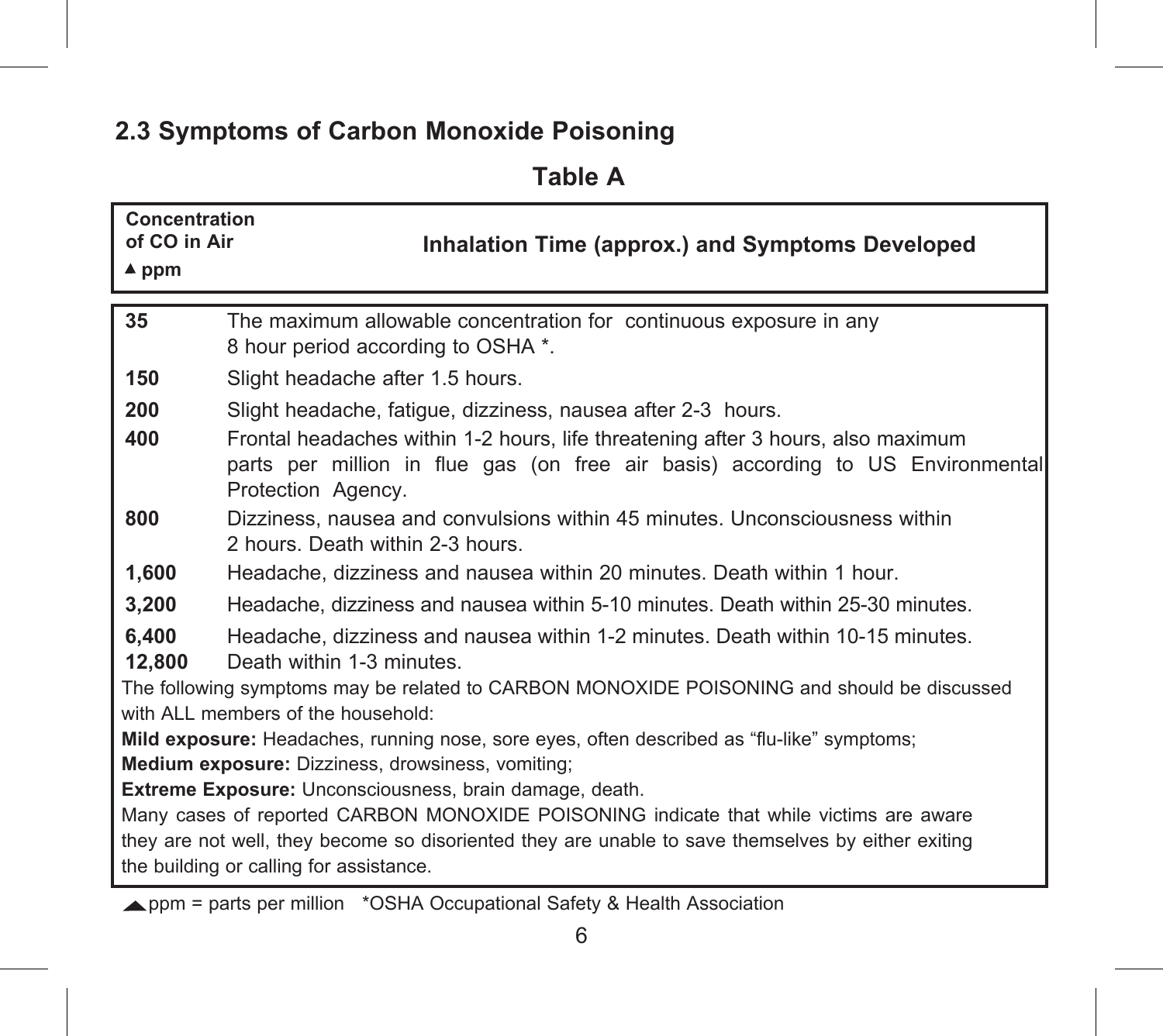## 2.3 Symptoms of Carbon Monoxide Poisoning

**Table A**

| **Concentration of CO in Air ▲ ppm** | **Inhalation Time (approx.) and Symptoms Developed** |
|---|---|
| **35** | The maximum allowable concentration for continuous exposure in any 8 hour period according to OSHA *. |
| **150** | Slight headache after 1.5 hours. |
| **200** | Slight headache, fatigue, dizziness, nausea after 2-3 hours. |
| **400** | Frontal headaches within 1-2 hours, life threatening after 3 hours, also maximum parts per million in flue gas (on free air basis) according to US Environmental Protection Agency. |
| **800** | Dizziness, nausea and convulsions within 45 minutes. Unconsciousness within 2 hours. Death within 2-3 hours. |
| **1,600** | Headache, dizziness and nausea within 20 minutes. Death within 1 hour. |
| **3,200** | Headache, dizziness and nausea within 5-10 minutes. Death within 25-30 minutes. |
| **6,400** | Headache, dizziness and nausea within 1-2 minutes. Death within 10-15 minutes. |
| **12,800** | Death within 1-3 minutes. |

The following symptoms may be related to CARBON MONOXIDE POISONING and should be discussed with ALL members of the household:

**Mild exposure:** Headaches, running nose, sore eyes, often described as “flu-like” symptoms;

**Medium exposure:** Dizziness, drowsiness, vomiting;

**Extreme Exposure:** Unconsciousness, brain damage, death.

Many cases of reported CARBON MONOXIDE POISONING indicate that while victims are aware they are not well, they become so disoriented they are unable to save themselves by either exiting the building or calling for assistance.

▲ ppm = parts per million *OSHA Occupational Safety & Health Association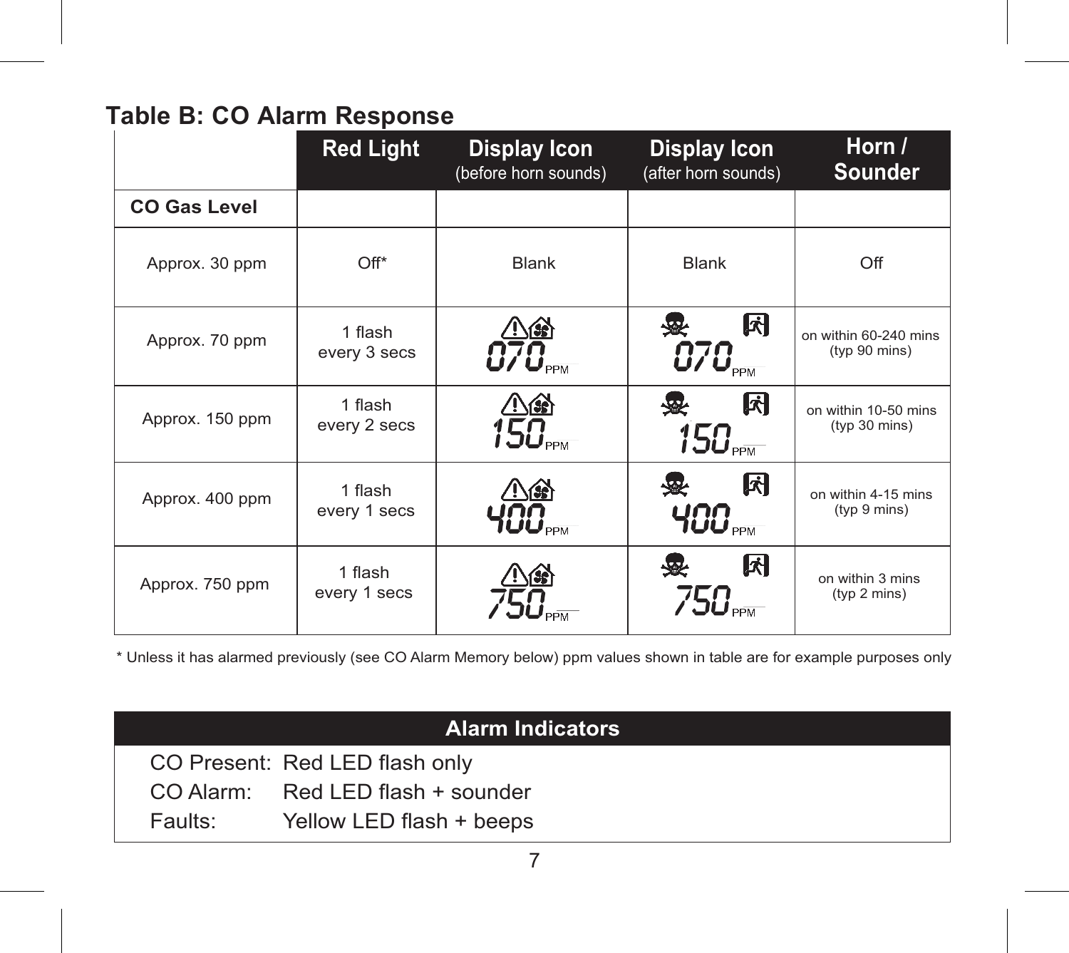## Table B: CO Alarm Response

| | Red Light | Display Icon (before horn sounds) | Display Icon (after horn sounds) | Horn / Sounder |
|---|---|---|---|---|
| **CO Gas Level** | | | | |
| Approx. 30 ppm | Off* | Blank | Blank | Off |
| Approx. 70 ppm | 1 flash every 3 secs | 070 PPM | 070 PPM | on within 60-240 mins (typ 90 mins) |
| Approx. 150 ppm | 1 flash every 2 secs | 150 PPM | 150 PPM | on within 10-50 mins (typ 30 mins) |
| Approx. 400 ppm | 1 flash every 1 secs | 400 PPM | 400 PPM | on within 4-15 mins (typ 9 mins) |
| Approx. 750 ppm | 1 flash every 1 secs | 750 PPM | 750 PPM | on within 3 mins (typ 2 mins) |

* Unless it has alarmed previously (see CO Alarm Memory below) ppm values shown in table are for example purposes only

| Alarm Indicators | |
|---|---|
| CO Present: | Red LED flash only |
| CO Alarm: | Red LED flash + sounder |
| Faults: | Yellow LED flash + beeps |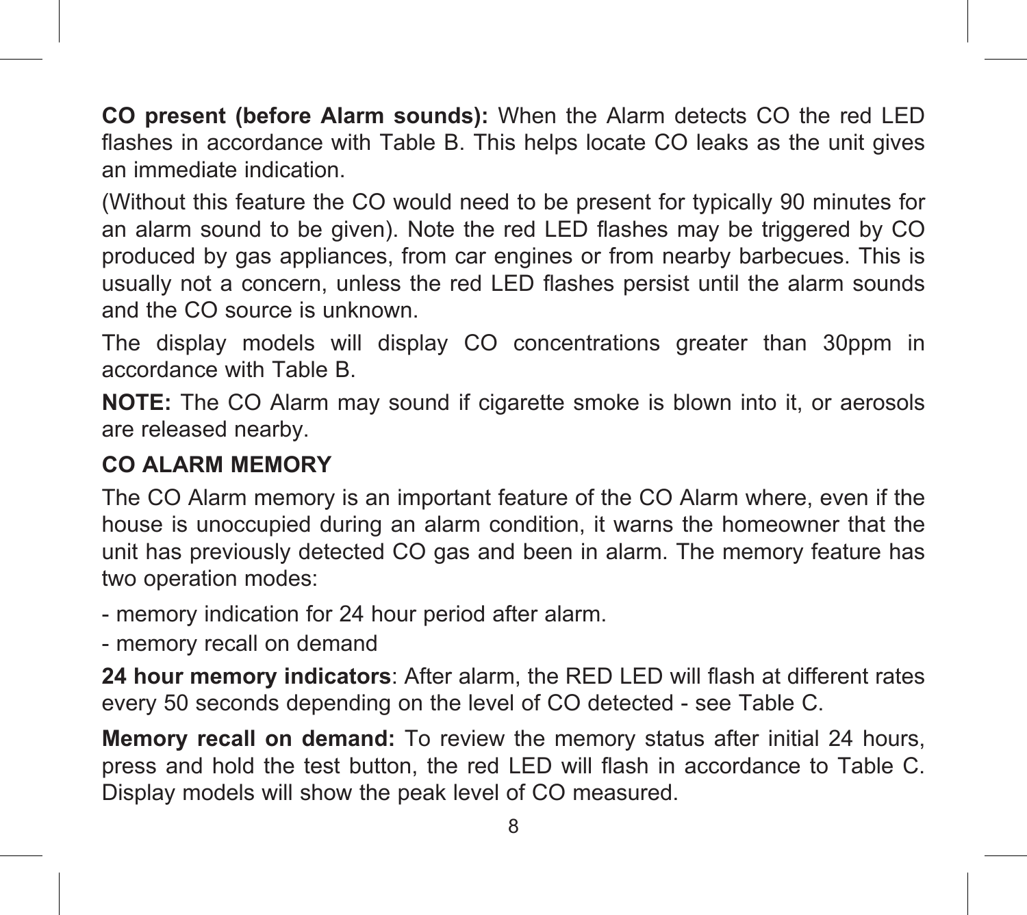**CO present (before Alarm sounds):** When the Alarm detects CO the red LED flashes in accordance with Table B. This helps locate CO leaks as the unit gives an immediate indication.

(Without this feature the CO would need to be present for typically 90 minutes for an alarm sound to be given). Note the red LED flashes may be triggered by CO produced by gas appliances, from car engines or from nearby barbecues. This is usually not a concern, unless the red LED flashes persist until the alarm sounds and the CO source is unknown.

The display models will display CO concentrations greater than 30ppm in accordance with Table B.

**NOTE:** The CO Alarm may sound if cigarette smoke is blown into it, or aerosols are released nearby.

## CO ALARM MEMORY

The CO Alarm memory is an important feature of the CO Alarm where, even if the house is unoccupied during an alarm condition, it warns the homeowner that the unit has previously detected CO gas and been in alarm. The memory feature has two operation modes:

- memory indication for 24 hour period after alarm.
- memory recall on demand

**24 hour memory indicators**: After alarm, the RED LED will flash at different rates every 50 seconds depending on the level of CO detected - see Table C.

**Memory recall on demand:** To review the memory status after initial 24 hours, press and hold the test button, the red LED will flash in accordance to Table C. Display models will show the peak level of CO measured.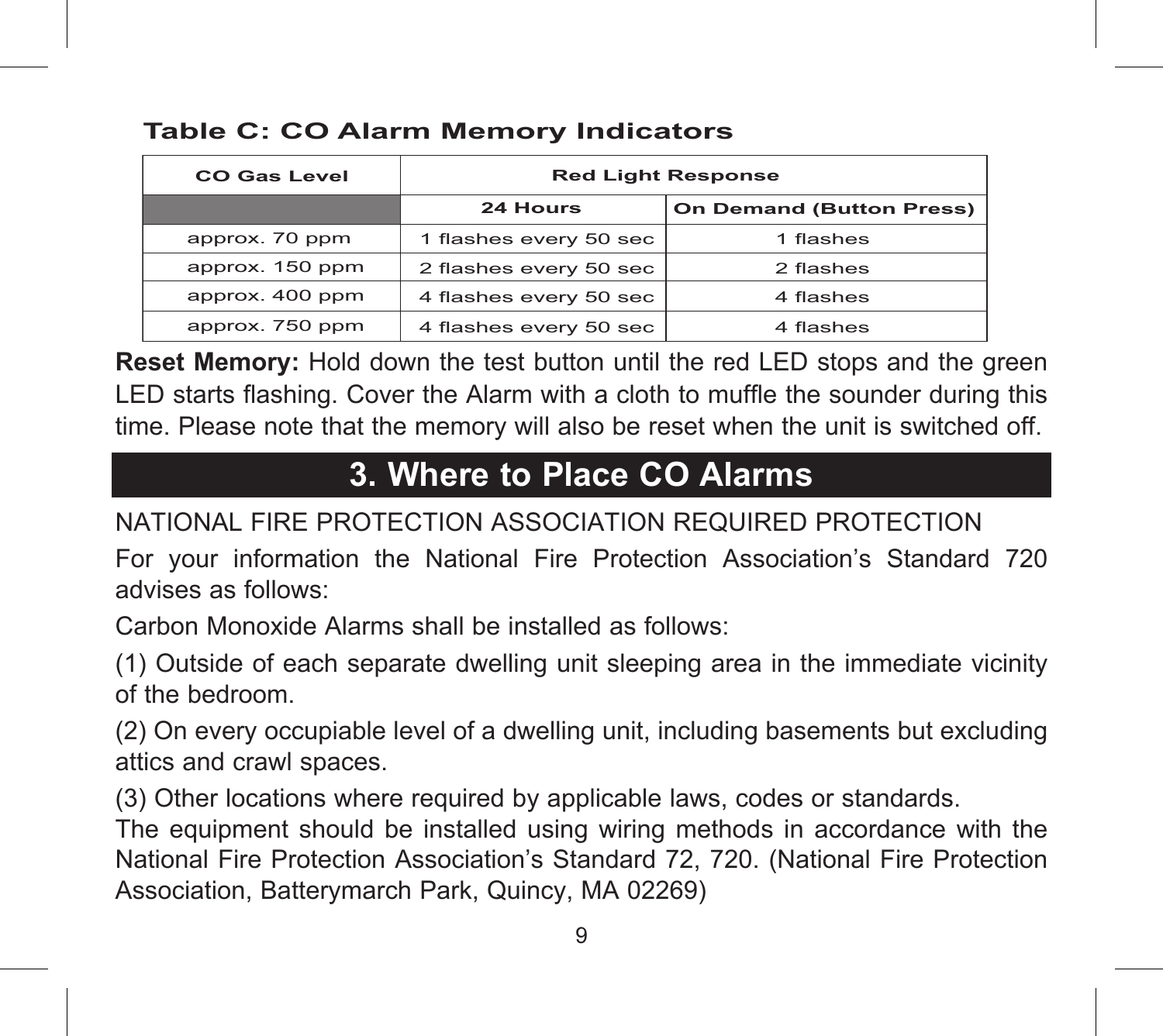### Table C: CO Alarm Memory Indicators

| CO Gas Level | Red Light Response | |
|---|---|---|
| | 24 Hours | On Demand (Button Press) |
| approx. 70 ppm | 1 flashes every 50 sec | 1 flashes |
| approx. 150 ppm | 2 flashes every 50 sec | 2 flashes |
| approx. 400 ppm | 4 flashes every 50 sec | 4 flashes |
| approx. 750 ppm | 4 flashes every 50 sec | 4 flashes |

**Reset Memory:** Hold down the test button until the red LED stops and the green LED starts flashing. Cover the Alarm with a cloth to muffle the sounder during this time. Please note that the memory will also be reset when the unit is switched off.

## 3. Where to Place CO Alarms

NATIONAL FIRE PROTECTION ASSOCIATION REQUIRED PROTECTION

For your information the National Fire Protection Association's Standard 720 advises as follows:

Carbon Monoxide Alarms shall be installed as follows:

(1) Outside of each separate dwelling unit sleeping area in the immediate vicinity of the bedroom.

(2) On every occupiable level of a dwelling unit, including basements but excluding attics and crawl spaces.

(3) Other locations where required by applicable laws, codes or standards.

The equipment should be installed using wiring methods in accordance with the National Fire Protection Association's Standard 72, 720. (National Fire Protection Association, Batterymarch Park, Quincy, MA 02269)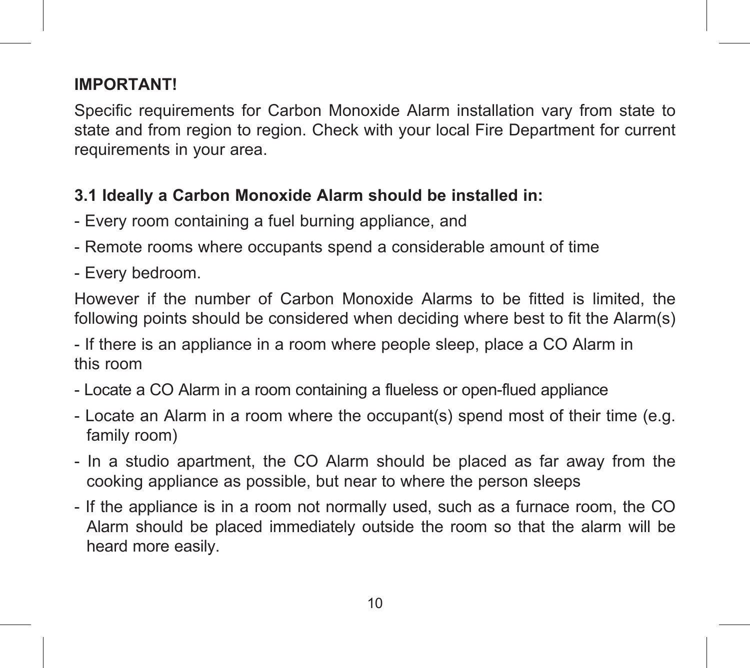**IMPORTANT!**

Specific requirements for Carbon Monoxide Alarm installation vary from state to state and from region to region. Check with your local Fire Department for current requirements in your area.

**3.1 Ideally a Carbon Monoxide Alarm should be installed in:**

- Every room containing a fuel burning appliance, and
- Remote rooms where occupants spend a considerable amount of time
- Every bedroom.

However if the number of Carbon Monoxide Alarms to be fitted is limited, the following points should be considered when deciding where best to fit the Alarm(s)

- If there is an appliance in a room where people sleep, place a CO Alarm in this room
- Locate a CO Alarm in a room containing a flueless or open-flued appliance
- Locate an Alarm in a room where the occupant(s) spend most of their time (e.g. family room)
- In a studio apartment, the CO Alarm should be placed as far away from the cooking appliance as possible, but near to where the person sleeps
- If the appliance is in a room not normally used, such as a furnace room, the CO Alarm should be placed immediately outside the room so that the alarm will be heard more easily.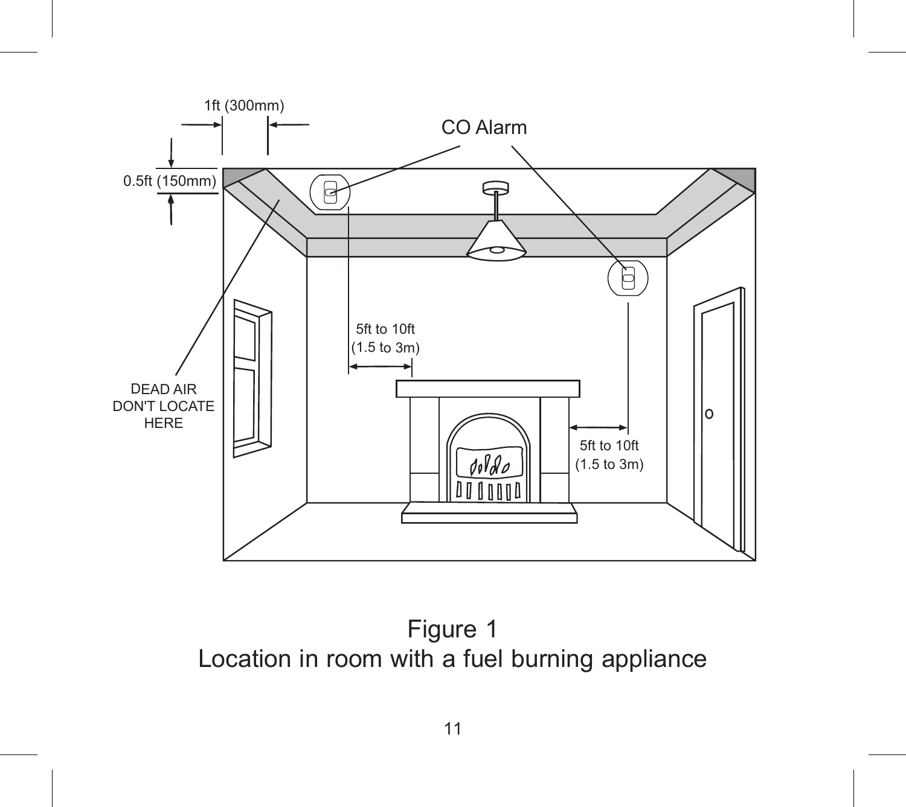1ft (300mm)

0.5ft (150mm)

CO Alarm

DEAD AIR
DON'T LOCATE
HERE

5ft to 10ft
(1.5 to 3m)

5ft to 10ft
(1.5 to 3m)

Figure 1
Location in room with a fuel burning appliance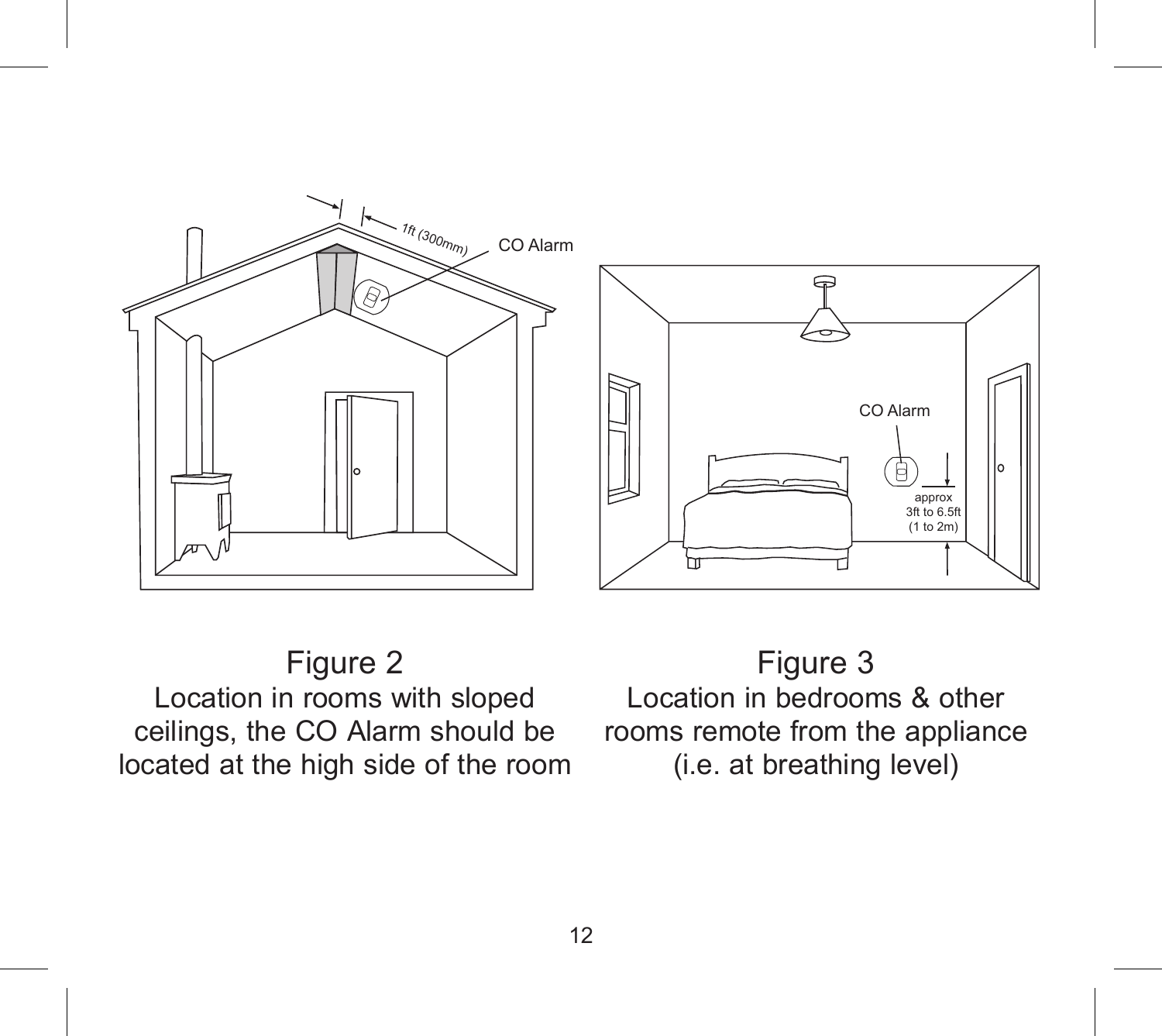Figure 2
Location in rooms with sloped ceilings, the CO Alarm should be located at the high side of the room

Figure 3
Location in bedrooms & other rooms remote from the appliance (i.e. at breathing level)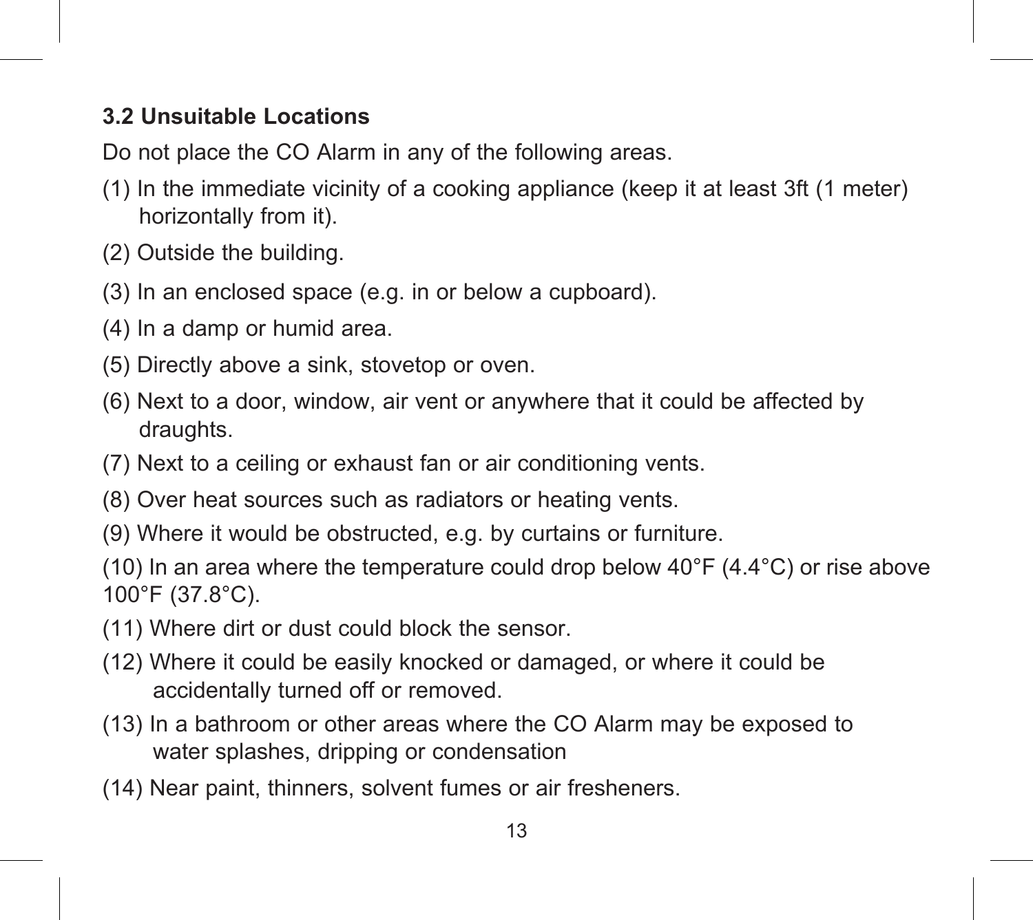### 3.2 Unsuitable Locations

Do not place the CO Alarm in any of the following areas.

(1) In the immediate vicinity of a cooking appliance (keep it at least 3ft (1 meter) horizontally from it).

(2) Outside the building.

(3) In an enclosed space (e.g. in or below a cupboard).

(4) In a damp or humid area.

(5) Directly above a sink, stovetop or oven.

(6) Next to a door, window, air vent or anywhere that it could be affected by draughts.

(7) Next to a ceiling or exhaust fan or air conditioning vents.

(8) Over heat sources such as radiators or heating vents.

(9) Where it would be obstructed, e.g. by curtains or furniture.

(10) In an area where the temperature could drop below 40°F (4.4°C) or rise above 100°F (37.8°C).

(11) Where dirt or dust could block the sensor.

(12) Where it could be easily knocked or damaged, or where it could be accidentally turned off or removed.

(13) In a bathroom or other areas where the CO Alarm may be exposed to water splashes, dripping or condensation

(14) Near paint, thinners, solvent fumes or air fresheners.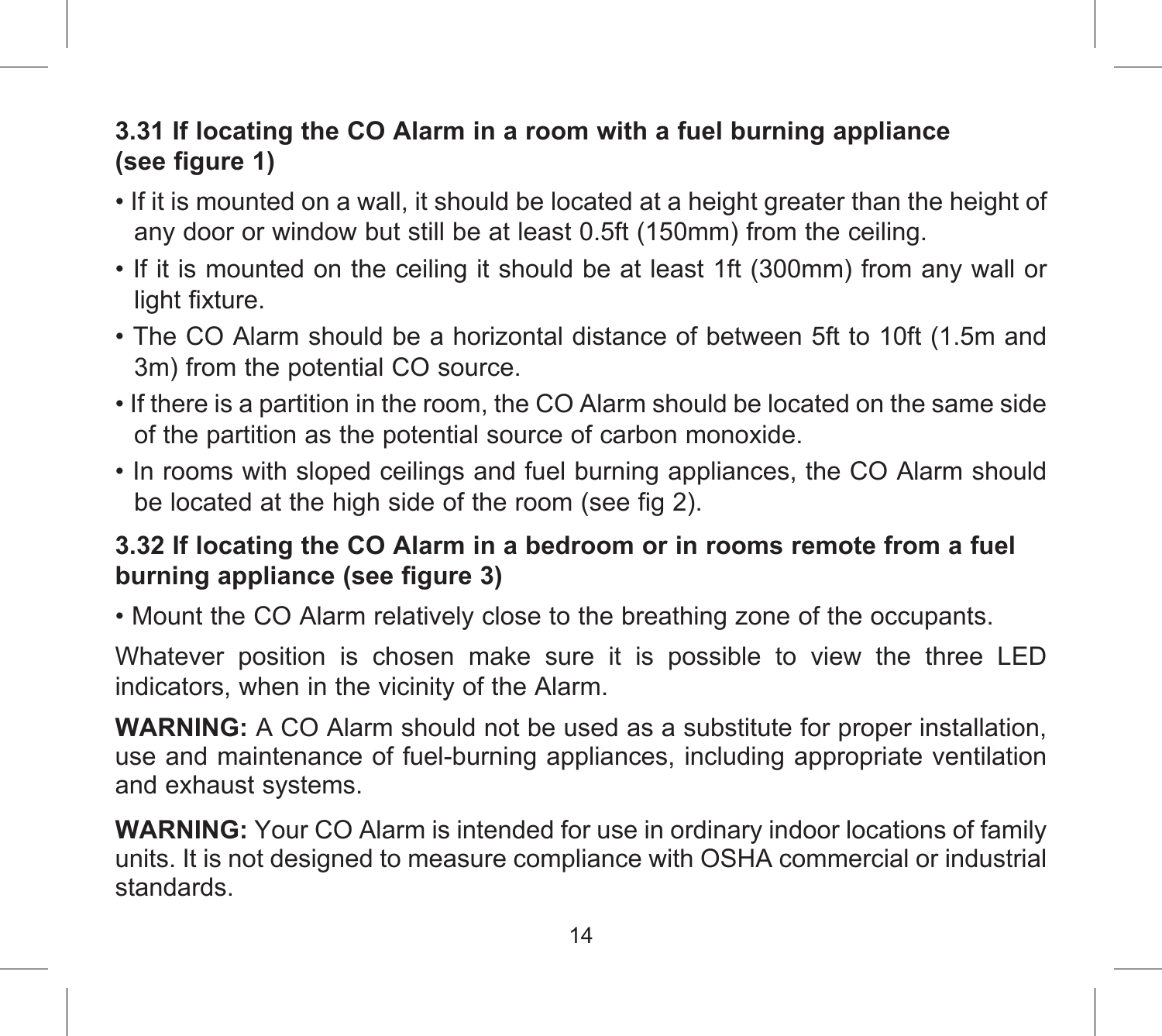### 3.31 If locating the CO Alarm in a room with a fuel burning appliance (see figure 1)

- If it is mounted on a wall, it should be located at a height greater than the height of any door or window but still be at least 0.5ft (150mm) from the ceiling.
- If it is mounted on the ceiling it should be at least 1ft (300mm) from any wall or light fixture.
- The CO Alarm should be a horizontal distance of between 5ft to 10ft (1.5m and 3m) from the potential CO source.
- If there is a partition in the room, the CO Alarm should be located on the same side of the partition as the potential source of carbon monoxide.
- In rooms with sloped ceilings and fuel burning appliances, the CO Alarm should be located at the high side of the room (see fig 2).

### 3.32 If locating the CO Alarm in a bedroom or in rooms remote from a fuel burning appliance (see figure 3)

- Mount the CO Alarm relatively close to the breathing zone of the occupants.

Whatever position is chosen make sure it is possible to view the three LED indicators, when in the vicinity of the Alarm.

**WARNING:** A CO Alarm should not be used as a substitute for proper installation, use and maintenance of fuel-burning appliances, including appropriate ventilation and exhaust systems.

**WARNING:** Your CO Alarm is intended for use in ordinary indoor locations of family units. It is not designed to measure compliance with OSHA commercial or industrial standards.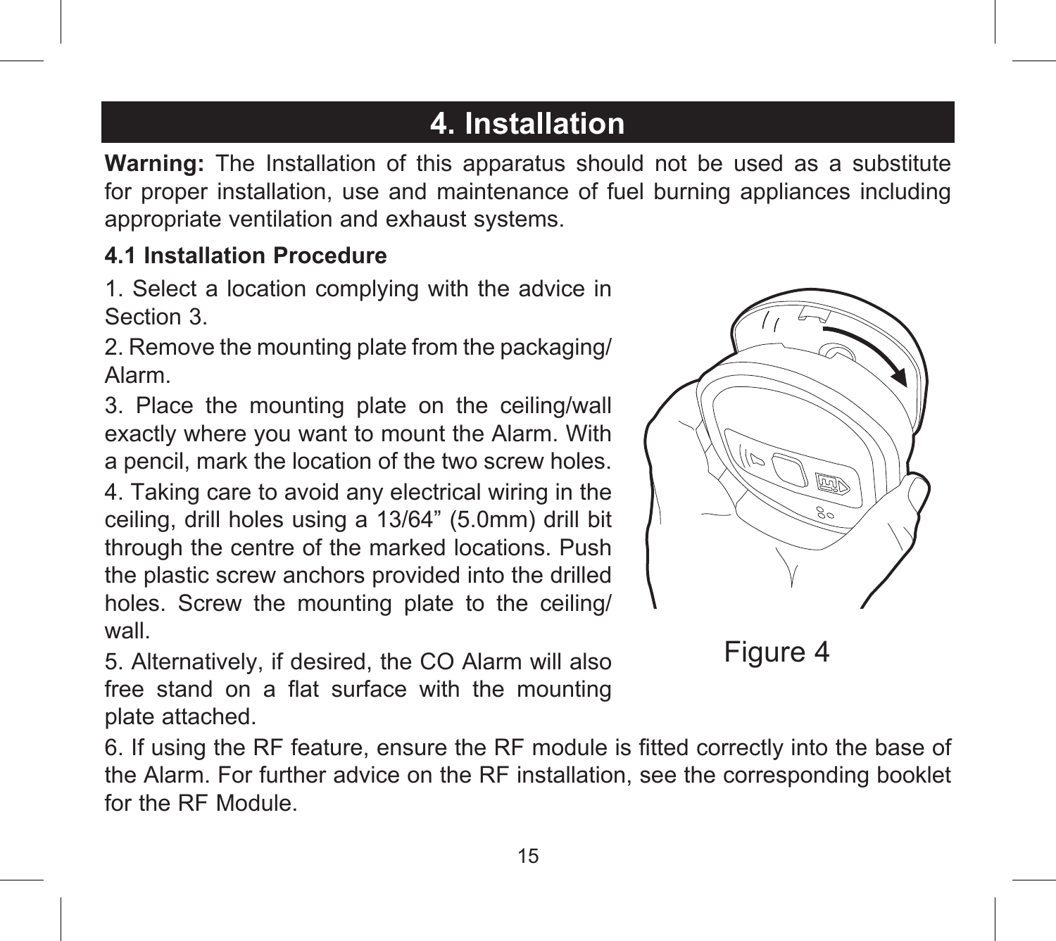# 4. Installation

**Warning:** The Installation of this apparatus should not be used as a substitute for proper installation, use and maintenance of fuel burning appliances including appropriate ventilation and exhaust systems.

## 4.1 Installation Procedure

1. Select a location complying with the advice in Section 3.

2. Remove the mounting plate from the packaging/ Alarm.

3. Place the mounting plate on the ceiling/wall exactly where you want to mount the Alarm. With a pencil, mark the location of the two screw holes.

4. Taking care to avoid any electrical wiring in the ceiling, drill holes using a 13/64" (5.0mm) drill bit through the centre of the marked locations. Push the plastic screw anchors provided into the drilled holes. Screw the mounting plate to the ceiling/ wall.

5. Alternatively, if desired, the CO Alarm will also free stand on a flat surface with the mounting plate attached.

Figure 4

6. If using the RF feature, ensure the RF module is fitted correctly into the base of the Alarm. For further advice on the RF installation, see the corresponding booklet for the RF Module.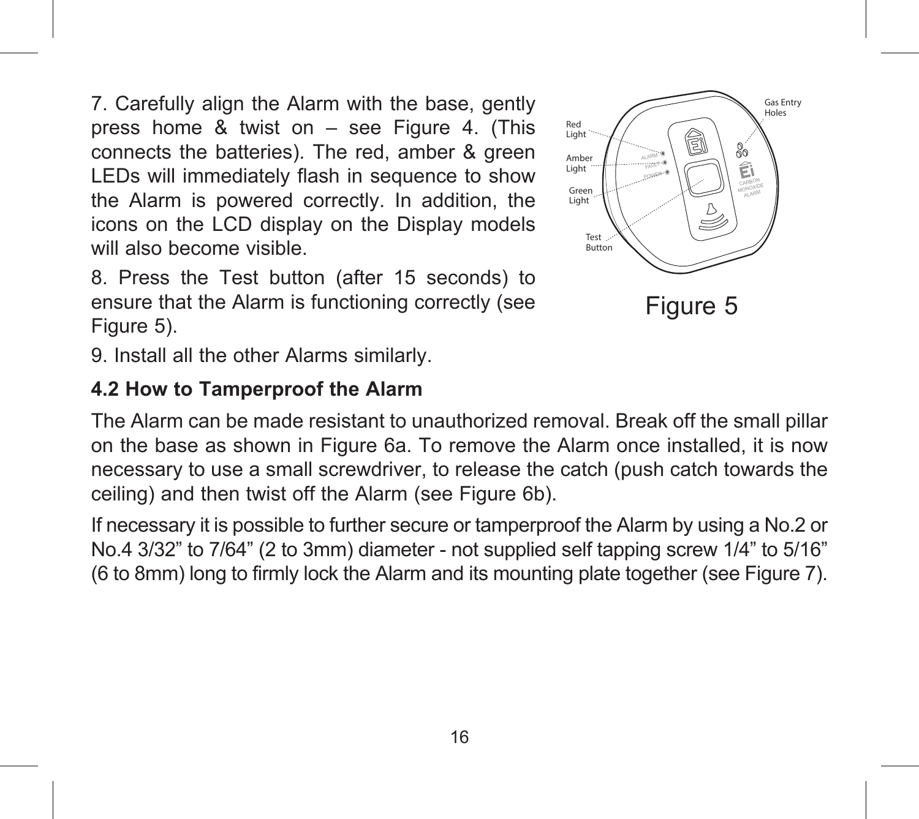7. Carefully align the Alarm with the base, gently press home & twist on – see Figure 4. (This connects the batteries). The red, amber & green LEDs will immediately flash in sequence to show the Alarm is powered correctly. In addition, the icons on the LCD display on the Display models will also become visible.

8. Press the Test button (after 15 seconds) to ensure that the Alarm is functioning correctly (see Figure 5).

9. Install all the other Alarms similarly.

Red Light

Amber Light

Green Light

Test Button

Gas Entry Holes

Figure 5

### 4.2 How to Tamperproof the Alarm

The Alarm can be made resistant to unauthorized removal. Break off the small pillar on the base as shown in Figure 6a. To remove the Alarm once installed, it is now necessary to use a small screwdriver, to release the catch (push catch towards the ceiling) and then twist off the Alarm (see Figure 6b).

If necessary it is possible to further secure or tamperproof the Alarm by using a No.2 or No.4 3/32” to 7/64” (2 to 3mm) diameter - not supplied self tapping screw 1/4” to 5/16” (6 to 8mm) long to firmly lock the Alarm and its mounting plate together (see Figure 7).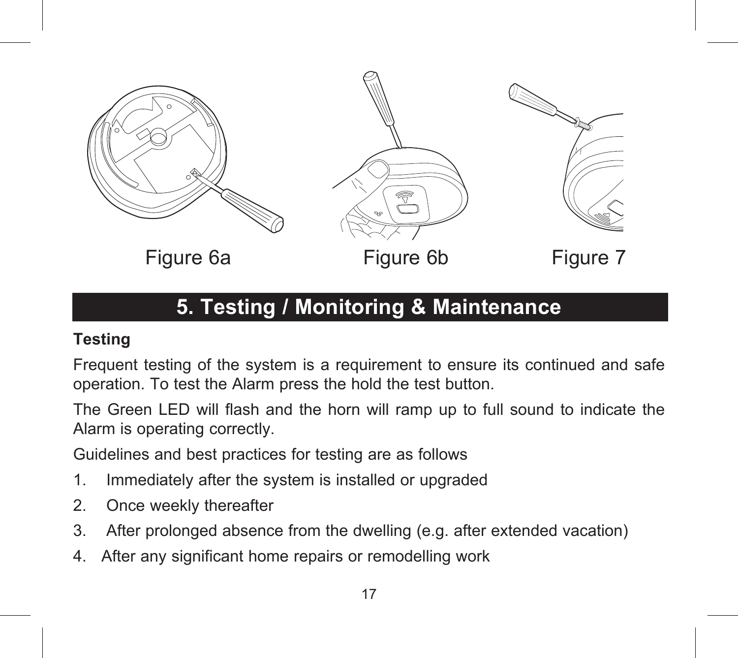Figure 6a Figure 6b Figure 7

## 5. Testing / Monitoring & Maintenance

**Testing**

Frequent testing of the system is a requirement to ensure its continued and safe operation. To test the Alarm press the hold the test button.

The Green LED will flash and the horn will ramp up to full sound to indicate the Alarm is operating correctly.

Guidelines and best practices for testing are as follows

1. Immediately after the system is installed or upgraded
2. Once weekly thereafter
3. After prolonged absence from the dwelling (e.g. after extended vacation)
4. After any significant home repairs or remodelling work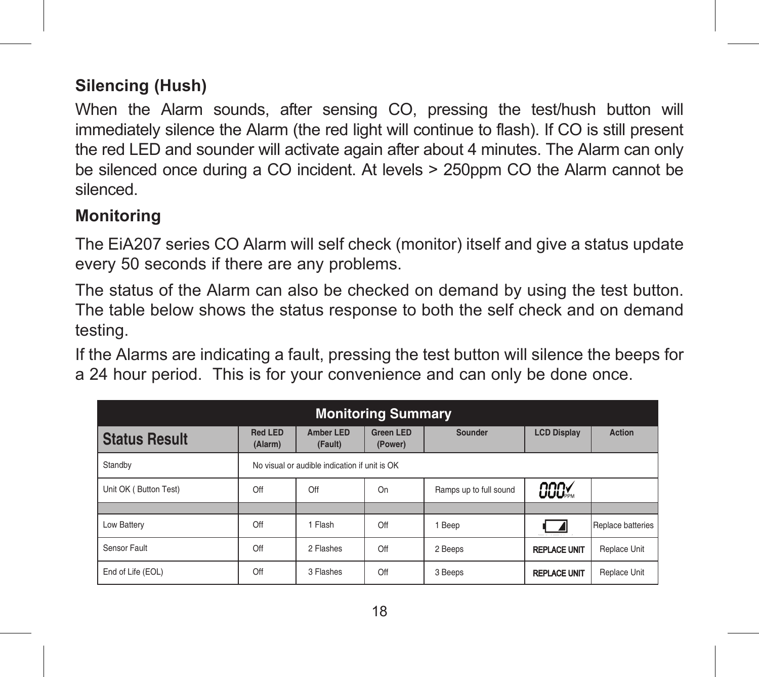## Silencing (Hush)

When the Alarm sounds, after sensing CO, pressing the test/hush button will immediately silence the Alarm (the red light will continue to flash). If CO is still present the red LED and sounder will activate again after about 4 minutes. The Alarm can only be silenced once during a CO incident. At levels > 250ppm CO the Alarm cannot be silenced.

## Monitoring

The EiA207 series CO Alarm will self check (monitor) itself and give a status update every 50 seconds if there are any problems.

The status of the Alarm can also be checked on demand by using the test button. The table below shows the status response to both the self check and on demand testing.

If the Alarms are indicating a fault, pressing the test button will silence the beeps for a 24 hour period. This is for your convenience and can only be done once.

**Monitoring Summary**

| Status Result | Red LED (Alarm) | Amber LED (Fault) | Green LED (Power) | Sounder | LCD Display | Action |
|---|---|---|---|---|---|---|
| Standby | No visual or audible indication if unit is OK | | | | | |
| Unit OK ( Button Test) | Off | Off | On | Ramps up to full sound | 000✓ PPM | |
| | | | | | | |
| Low Battery | Off | 1 Flash | Off | 1 Beep | [battery symbol] | Replace batteries |
| Sensor Fault | Off | 2 Flashes | Off | 2 Beeps | REPLACE UNIT | Replace Unit |
| End of Life (EOL) | Off | 3 Flashes | Off | 3 Beeps | REPLACE UNIT | Replace Unit |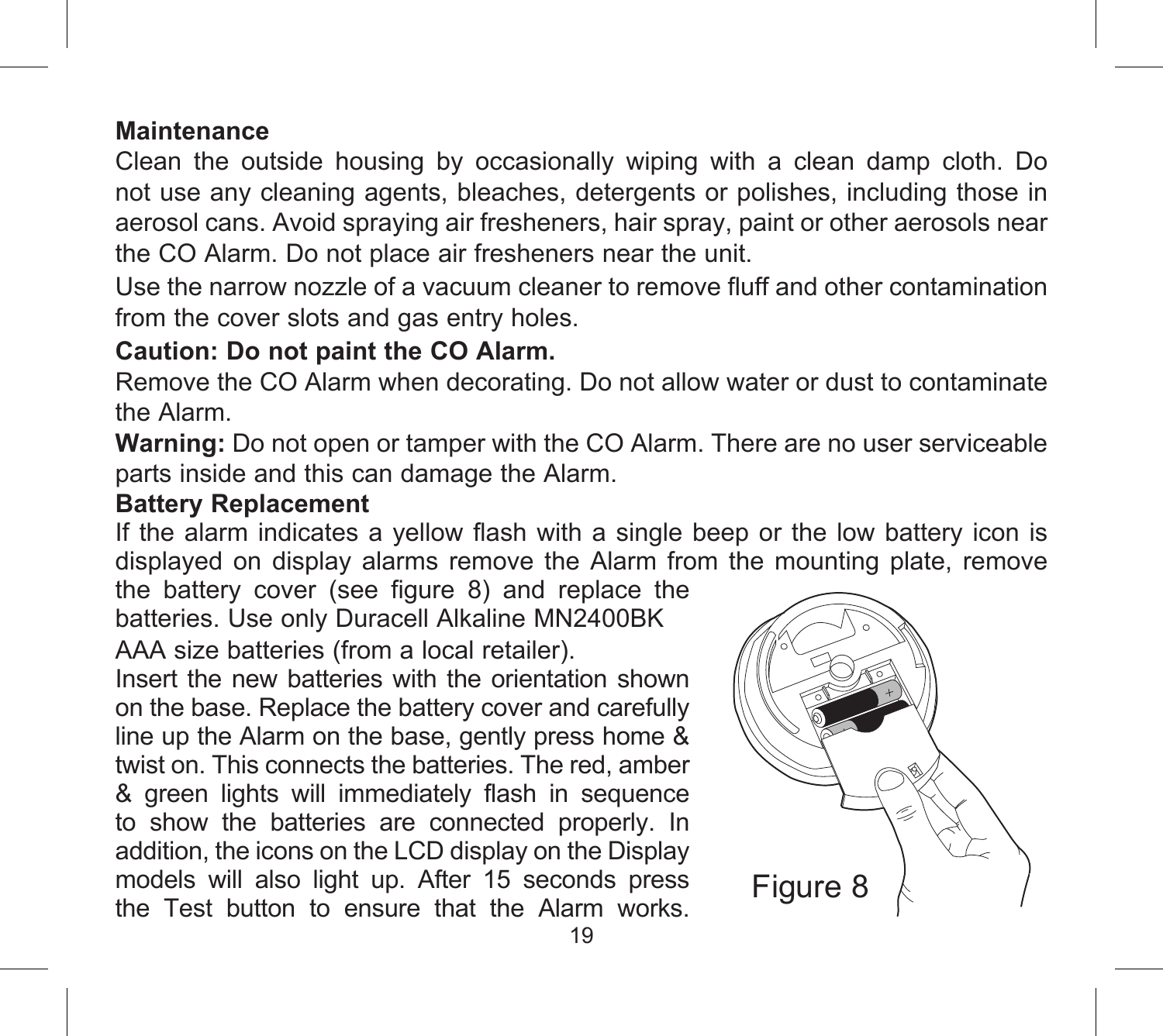**Maintenance**

Clean the outside housing by occasionally wiping with a clean damp cloth. Do not use any cleaning agents, bleaches, detergents or polishes, including those in aerosol cans. Avoid spraying air fresheners, hair spray, paint or other aerosols near the CO Alarm. Do not place air fresheners near the unit.

Use the narrow nozzle of a vacuum cleaner to remove fluff and other contamination from the cover slots and gas entry holes.

**Caution: Do not paint the CO Alarm.**

Remove the CO Alarm when decorating. Do not allow water or dust to contaminate the Alarm.

**Warning:** Do not open or tamper with the CO Alarm. There are no user serviceable parts inside and this can damage the Alarm.

**Battery Replacement**

If the alarm indicates a yellow flash with a single beep or the low battery icon is displayed on display alarms remove the Alarm from the mounting plate, remove the battery cover (see figure 8) and replace the batteries. Use only Duracell Alkaline MN2400BK AAA size batteries (from a local retailer).

Insert the new batteries with the orientation shown on the base. Replace the battery cover and carefully line up the Alarm on the base, gently press home & twist on. This connects the batteries. The red, amber & green lights will immediately flash in sequence to show the batteries are connected properly. In addition, the icons on the LCD display on the Display models will also light up. After 15 seconds press the Test button to ensure that the Alarm works.

Figure 8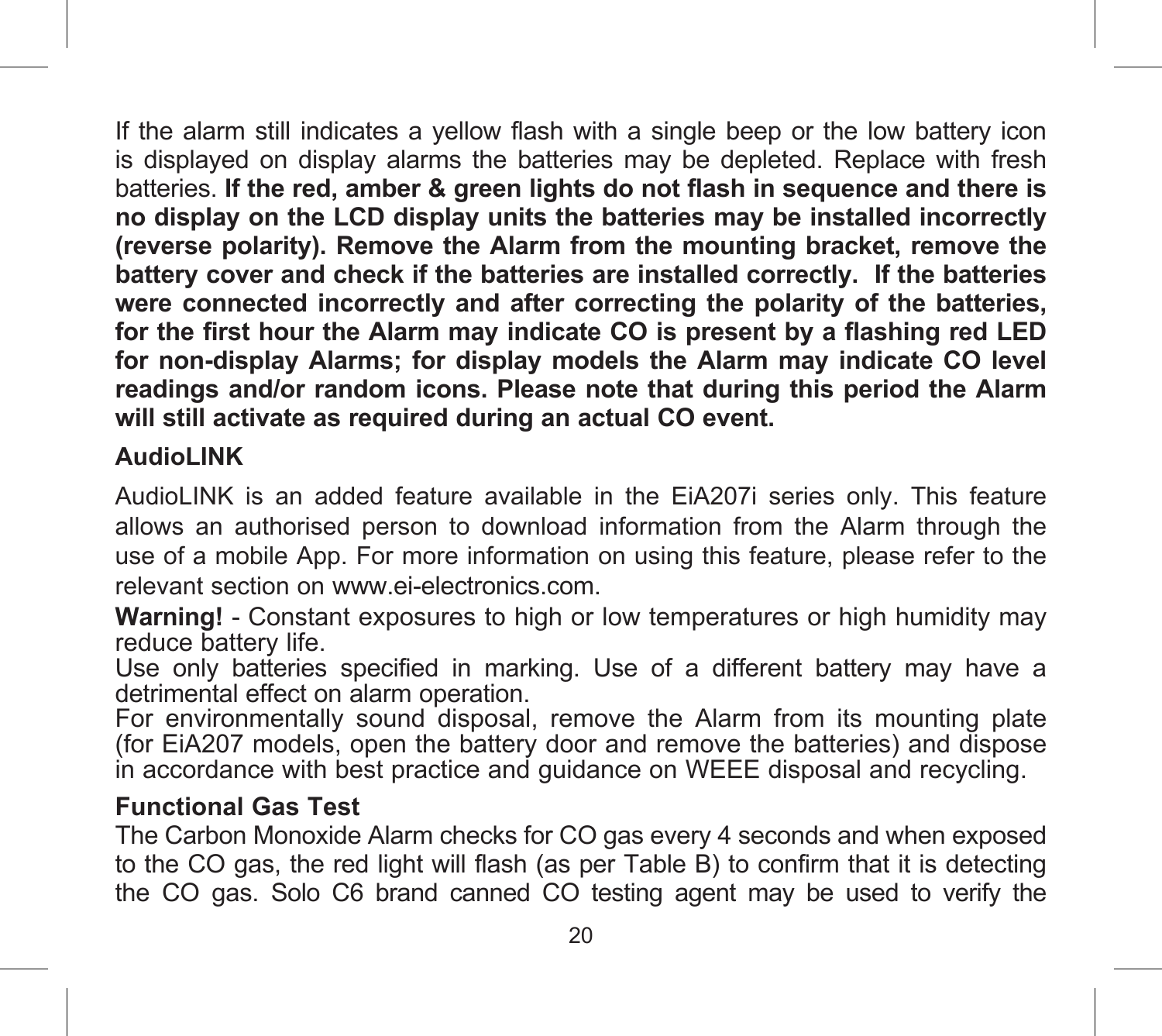If the alarm still indicates a yellow flash with a single beep or the low battery icon is displayed on display alarms the batteries may be depleted. Replace with fresh batteries. **If the red, amber & green lights do not flash in sequence and there is no display on the LCD display units the batteries may be installed incorrectly (reverse polarity). Remove the Alarm from the mounting bracket, remove the battery cover and check if the batteries are installed correctly. If the batteries were connected incorrectly and after correcting the polarity of the batteries, for the first hour the Alarm may indicate CO is present by a flashing red LED for non-display Alarms; for display models the Alarm may indicate CO level readings and/or random icons. Please note that during this period the Alarm will still activate as required during an actual CO event.**

## AudioLINK

AudioLINK is an added feature available in the EiA207i series only. This feature allows an authorised person to download information from the Alarm through the use of a mobile App. For more information on using this feature, please refer to the relevant section on www.ei-electronics.com.

**Warning!** - Constant exposures to high or low temperatures or high humidity may reduce battery life.
Use only batteries specified in marking. Use of a different battery may have a detrimental effect on alarm operation.
For environmentally sound disposal, remove the Alarm from its mounting plate (for EiA207 models, open the battery door and remove the batteries) and dispose in accordance with best practice and guidance on WEEE disposal and recycling.

## Functional Gas Test

The Carbon Monoxide Alarm checks for CO gas every 4 seconds and when exposed to the CO gas, the red light will flash (as per Table B) to confirm that it is detecting the CO gas. Solo C6 brand canned CO testing agent may be used to verify the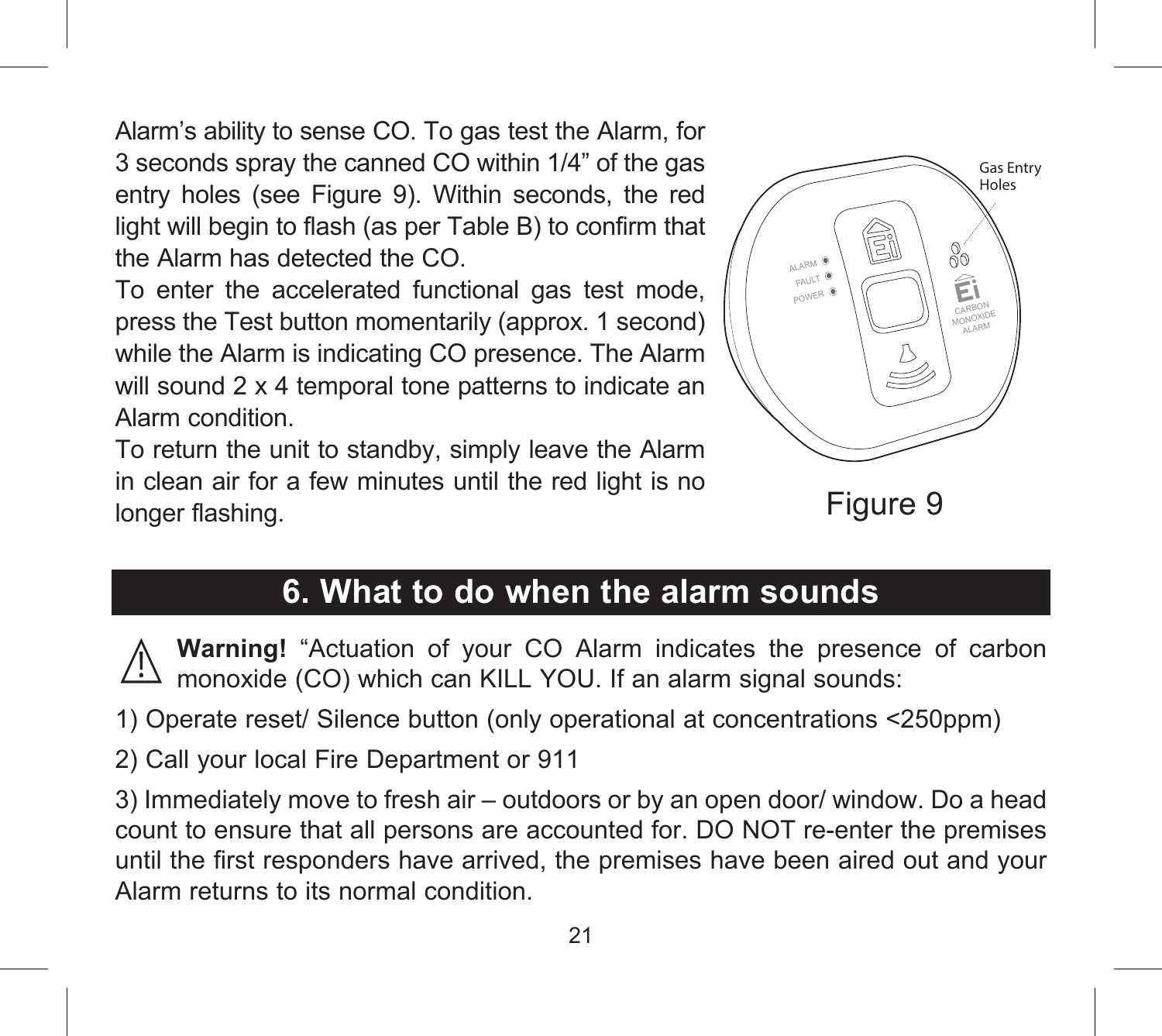Alarm's ability to sense CO. To gas test the Alarm, for 3 seconds spray the canned CO within 1/4" of the gas entry holes (see Figure 9). Within seconds, the red light will begin to flash (as per Table B) to confirm that the Alarm has detected the CO.

To enter the accelerated functional gas test mode, press the Test button momentarily (approx. 1 second) while the Alarm is indicating CO presence. The Alarm will sound 2 x 4 temporal tone patterns to indicate an Alarm condition.

To return the unit to standby, simply leave the Alarm in clean air for a few minutes until the red light is no longer flashing.

Gas Entry Holes

Figure 9

## 6. What to do when the alarm sounds

⚠ **Warning!** "Actuation of your CO Alarm indicates the presence of carbon monoxide (CO) which can KILL YOU. If an alarm signal sounds:

1) Operate reset/ Silence button (only operational at concentrations <250ppm)

2) Call your local Fire Department or 911

3) Immediately move to fresh air – outdoors or by an open door/ window. Do a head count to ensure that all persons are accounted for. DO NOT re-enter the premises until the first responders have arrived, the premises have been aired out and your Alarm returns to its normal condition.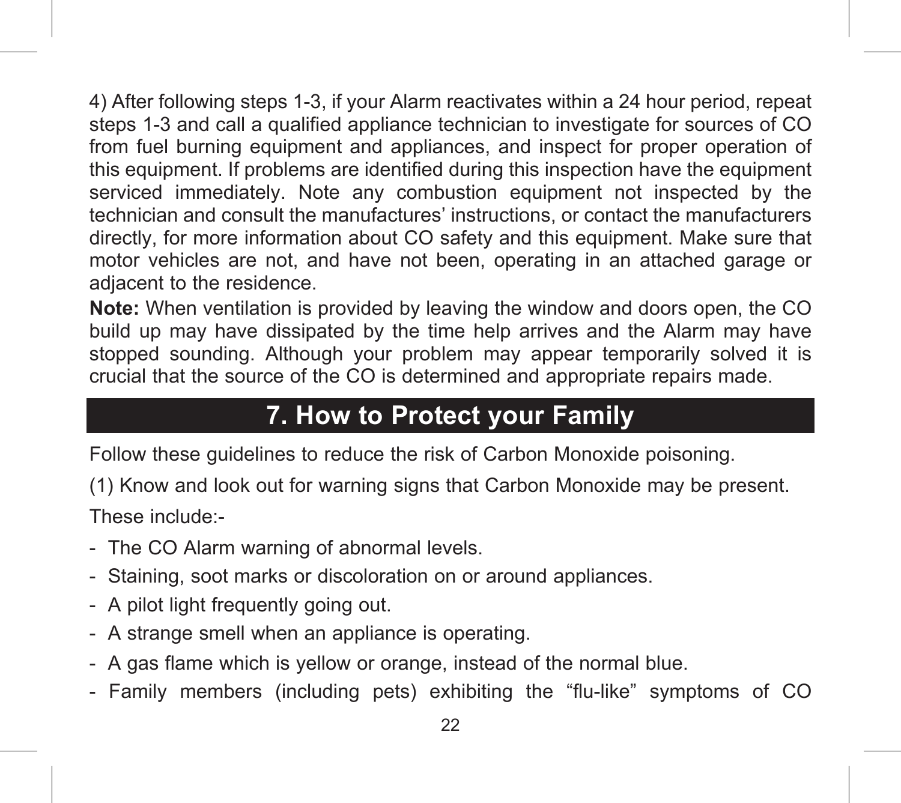4) After following steps 1-3, if your Alarm reactivates within a 24 hour period, repeat steps 1-3 and call a qualified appliance technician to investigate for sources of CO from fuel burning equipment and appliances, and inspect for proper operation of this equipment. If problems are identified during this inspection have the equipment serviced immediately. Note any combustion equipment not inspected by the technician and consult the manufactures' instructions, or contact the manufacturers directly, for more information about CO safety and this equipment. Make sure that motor vehicles are not, and have not been, operating in an attached garage or adjacent to the residence.

**Note:** When ventilation is provided by leaving the window and doors open, the CO build up may have dissipated by the time help arrives and the Alarm may have stopped sounding. Although your problem may appear temporarily solved it is crucial that the source of the CO is determined and appropriate repairs made.

## 7. How to Protect your Family

Follow these guidelines to reduce the risk of Carbon Monoxide poisoning.

(1) Know and look out for warning signs that Carbon Monoxide may be present.

These include:-

- The CO Alarm warning of abnormal levels.
- Staining, soot marks or discoloration on or around appliances.
- A pilot light frequently going out.
- A strange smell when an appliance is operating.
- A gas flame which is yellow or orange, instead of the normal blue.
- Family members (including pets) exhibiting the "flu-like" symptoms of CO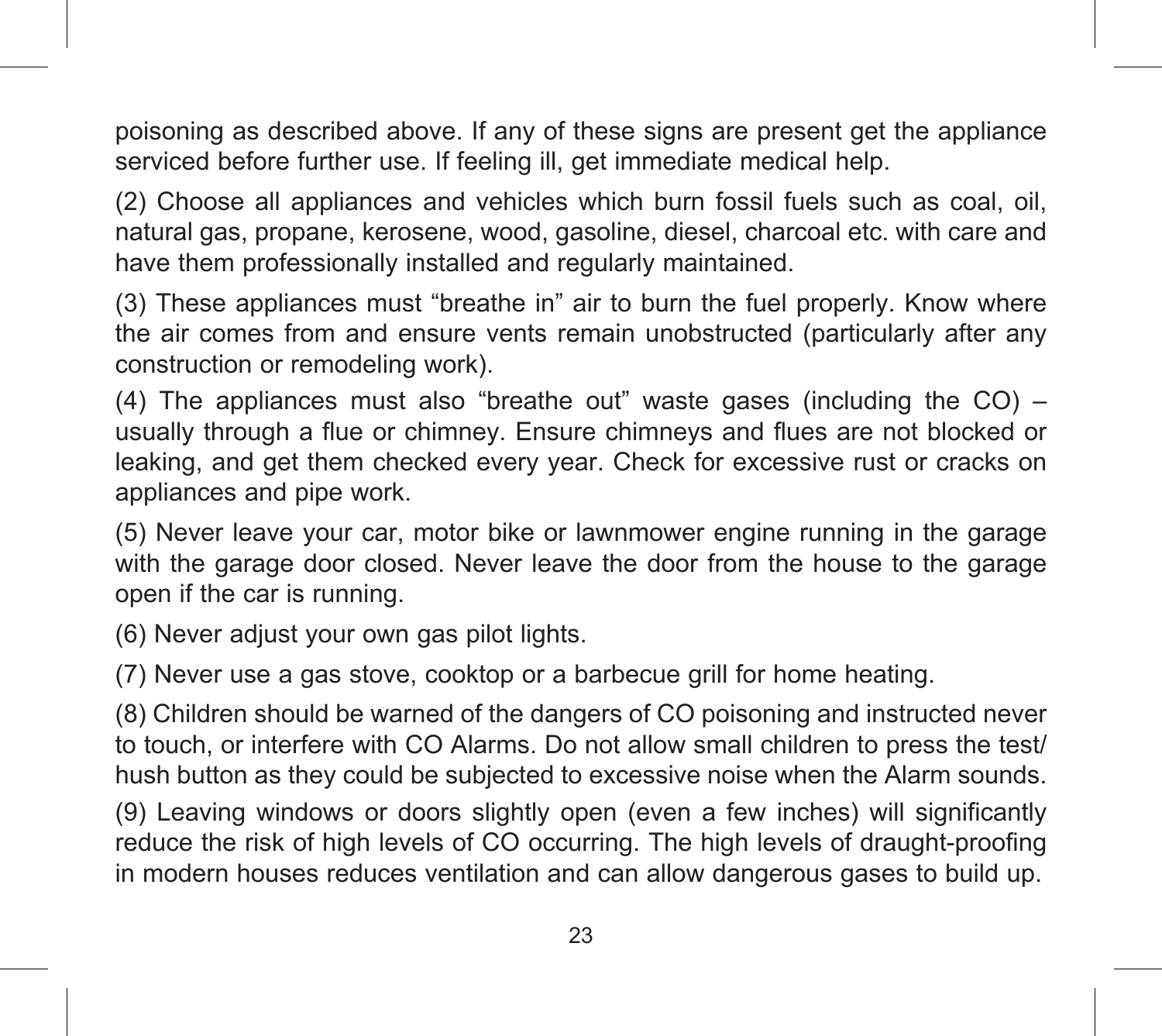poisoning as described above. If any of these signs are present get the appliance serviced before further use. If feeling ill, get immediate medical help.

(2) Choose all appliances and vehicles which burn fossil fuels such as coal, oil, natural gas, propane, kerosene, wood, gasoline, diesel, charcoal etc. with care and have them professionally installed and regularly maintained.

(3) These appliances must “breathe in” air to burn the fuel properly. Know where the air comes from and ensure vents remain unobstructed (particularly after any construction or remodeling work).

(4) The appliances must also “breathe out” waste gases (including the CO) – usually through a flue or chimney. Ensure chimneys and flues are not blocked or leaking, and get them checked every year. Check for excessive rust or cracks on appliances and pipe work.

(5) Never leave your car, motor bike or lawnmower engine running in the garage with the garage door closed. Never leave the door from the house to the garage open if the car is running.

(6) Never adjust your own gas pilot lights.

(7) Never use a gas stove, cooktop or a barbecue grill for home heating.

(8) Children should be warned of the dangers of CO poisoning and instructed never to touch, or interfere with CO Alarms. Do not allow small children to press the test/hush button as they could be subjected to excessive noise when the Alarm sounds.

(9) Leaving windows or doors slightly open (even a few inches) will significantly reduce the risk of high levels of CO occurring. The high levels of draught-proofing in modern houses reduces ventilation and can allow dangerous gases to build up.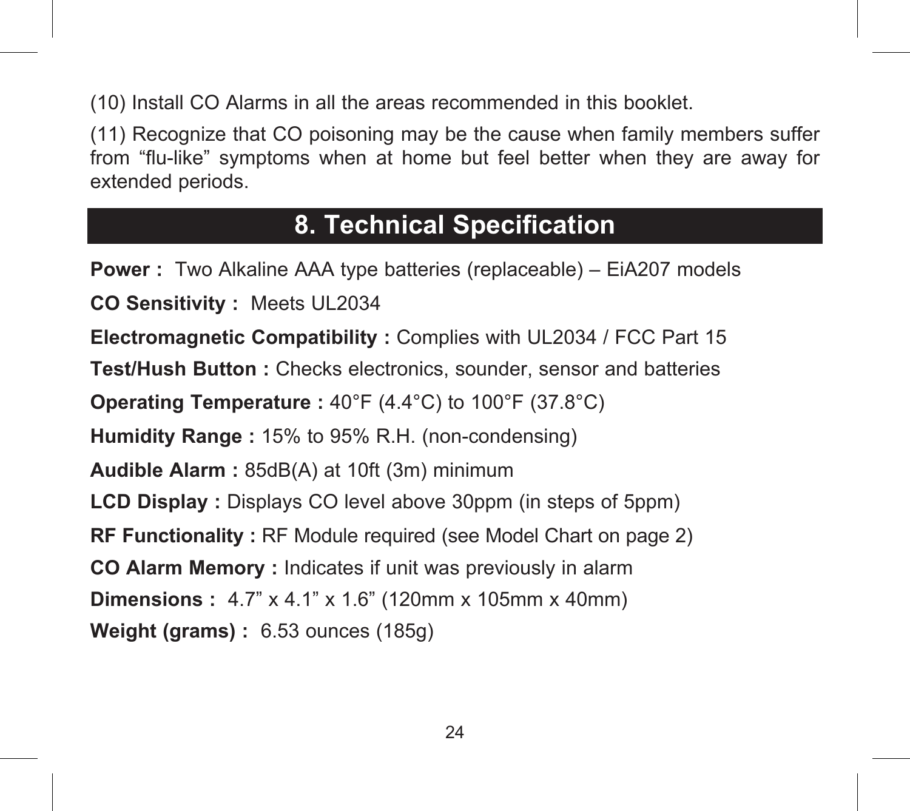(10) Install CO Alarms in all the areas recommended in this booklet.

(11) Recognize that CO poisoning may be the cause when family members suffer from “flu-like” symptoms when at home but feel better when they are away for extended periods.

## 8. Technical Specification

**Power :** Two Alkaline AAA type batteries (replaceable) – EiA207 models

**CO Sensitivity :** Meets UL2034

**Electromagnetic Compatibility :** Complies with UL2034 / FCC Part 15

**Test/Hush Button :** Checks electronics, sounder, sensor and batteries

**Operating Temperature :** 40°F (4.4°C) to 100°F (37.8°C)

**Humidity Range :** 15% to 95% R.H. (non-condensing)

**Audible Alarm :** 85dB(A) at 10ft (3m) minimum

**LCD Display :** Displays CO level above 30ppm (in steps of 5ppm)

**RF Functionality :** RF Module required (see Model Chart on page 2)

**CO Alarm Memory :** Indicates if unit was previously in alarm

**Dimensions :** 4.7” x 4.1” x 1.6” (120mm x 105mm x 40mm)

**Weight (grams) :** 6.53 ounces (185g)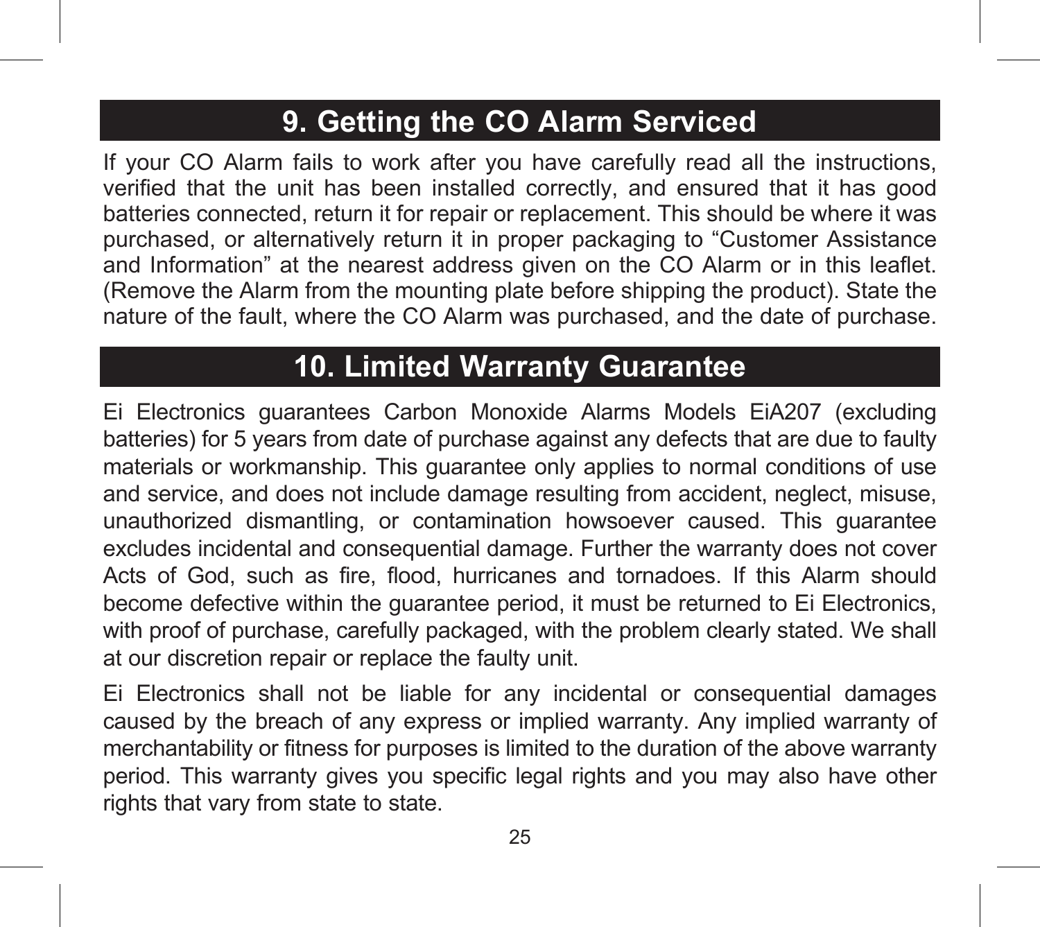## 9. Getting the CO Alarm Serviced

If your CO Alarm fails to work after you have carefully read all the instructions, verified that the unit has been installed correctly, and ensured that it has good batteries connected, return it for repair or replacement. This should be where it was purchased, or alternatively return it in proper packaging to “Customer Assistance and Information” at the nearest address given on the CO Alarm or in this leaflet. (Remove the Alarm from the mounting plate before shipping the product). State the nature of the fault, where the CO Alarm was purchased, and the date of purchase.

## 10. Limited Warranty Guarantee

Ei Electronics guarantees Carbon Monoxide Alarms Models EiA207 (excluding batteries) for 5 years from date of purchase against any defects that are due to faulty materials or workmanship. This guarantee only applies to normal conditions of use and service, and does not include damage resulting from accident, neglect, misuse, unauthorized dismantling, or contamination howsoever caused. This guarantee excludes incidental and consequential damage. Further the warranty does not cover Acts of God, such as fire, flood, hurricanes and tornadoes. If this Alarm should become defective within the guarantee period, it must be returned to Ei Electronics, with proof of purchase, carefully packaged, with the problem clearly stated. We shall at our discretion repair or replace the faulty unit.

Ei Electronics shall not be liable for any incidental or consequential damages caused by the breach of any express or implied warranty. Any implied warranty of merchantability or fitness for purposes is limited to the duration of the above warranty period. This warranty gives you specific legal rights and you may also have other rights that vary from state to state.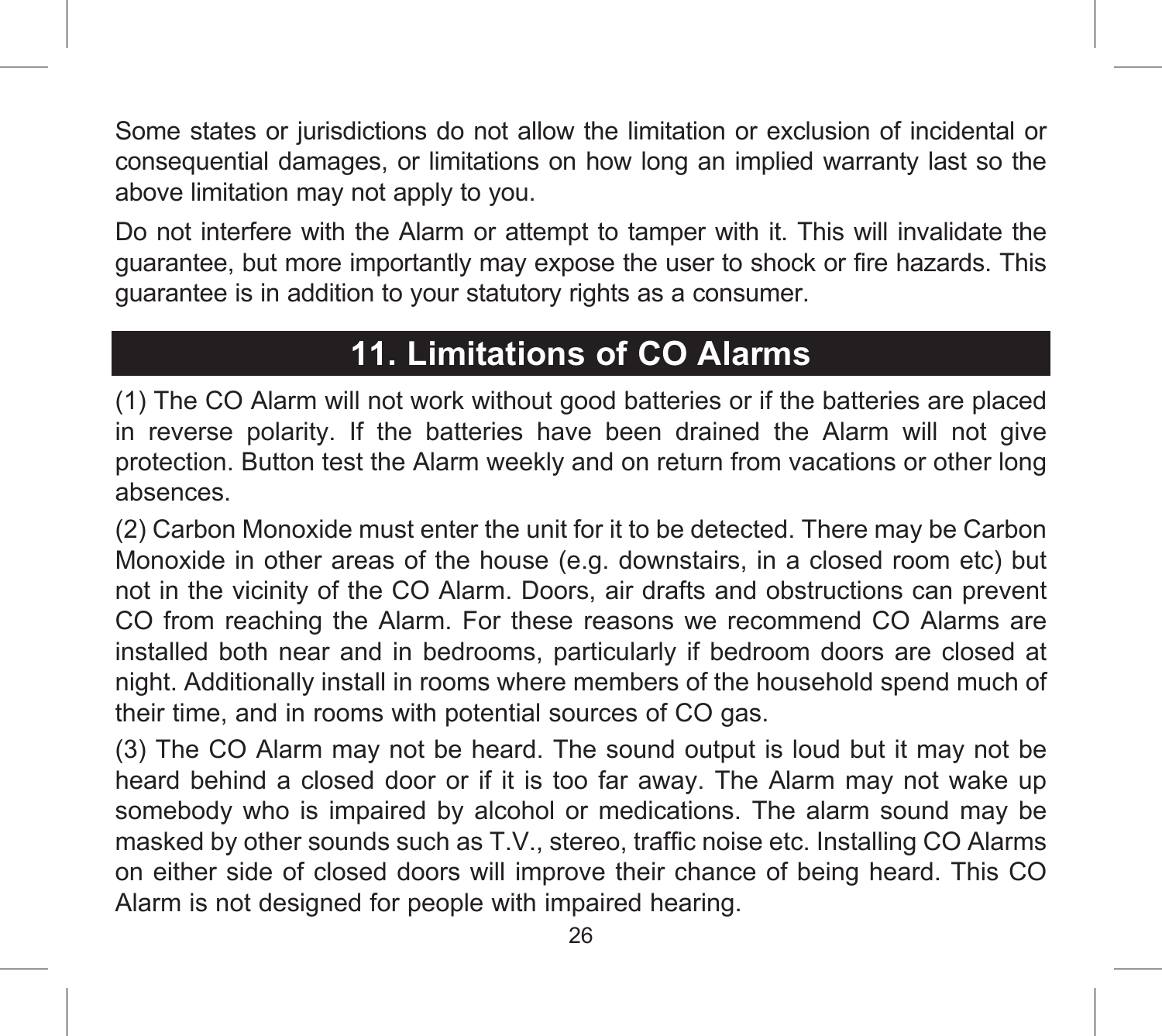Some states or jurisdictions do not allow the limitation or exclusion of incidental or consequential damages, or limitations on how long an implied warranty last so the above limitation may not apply to you.

Do not interfere with the Alarm or attempt to tamper with it. This will invalidate the guarantee, but more importantly may expose the user to shock or fire hazards. This guarantee is in addition to your statutory rights as a consumer.

## 11. Limitations of CO Alarms

(1) The CO Alarm will not work without good batteries or if the batteries are placed in reverse polarity. If the batteries have been drained the Alarm will not give protection. Button test the Alarm weekly and on return from vacations or other long absences.

(2) Carbon Monoxide must enter the unit for it to be detected. There may be Carbon Monoxide in other areas of the house (e.g. downstairs, in a closed room etc) but not in the vicinity of the CO Alarm. Doors, air drafts and obstructions can prevent CO from reaching the Alarm. For these reasons we recommend CO Alarms are installed both near and in bedrooms, particularly if bedroom doors are closed at night. Additionally install in rooms where members of the household spend much of their time, and in rooms with potential sources of CO gas.

(3) The CO Alarm may not be heard. The sound output is loud but it may not be heard behind a closed door or if it is too far away. The Alarm may not wake up somebody who is impaired by alcohol or medications. The alarm sound may be masked by other sounds such as T.V., stereo, traffic noise etc. Installing CO Alarms on either side of closed doors will improve their chance of being heard. This CO Alarm is not designed for people with impaired hearing.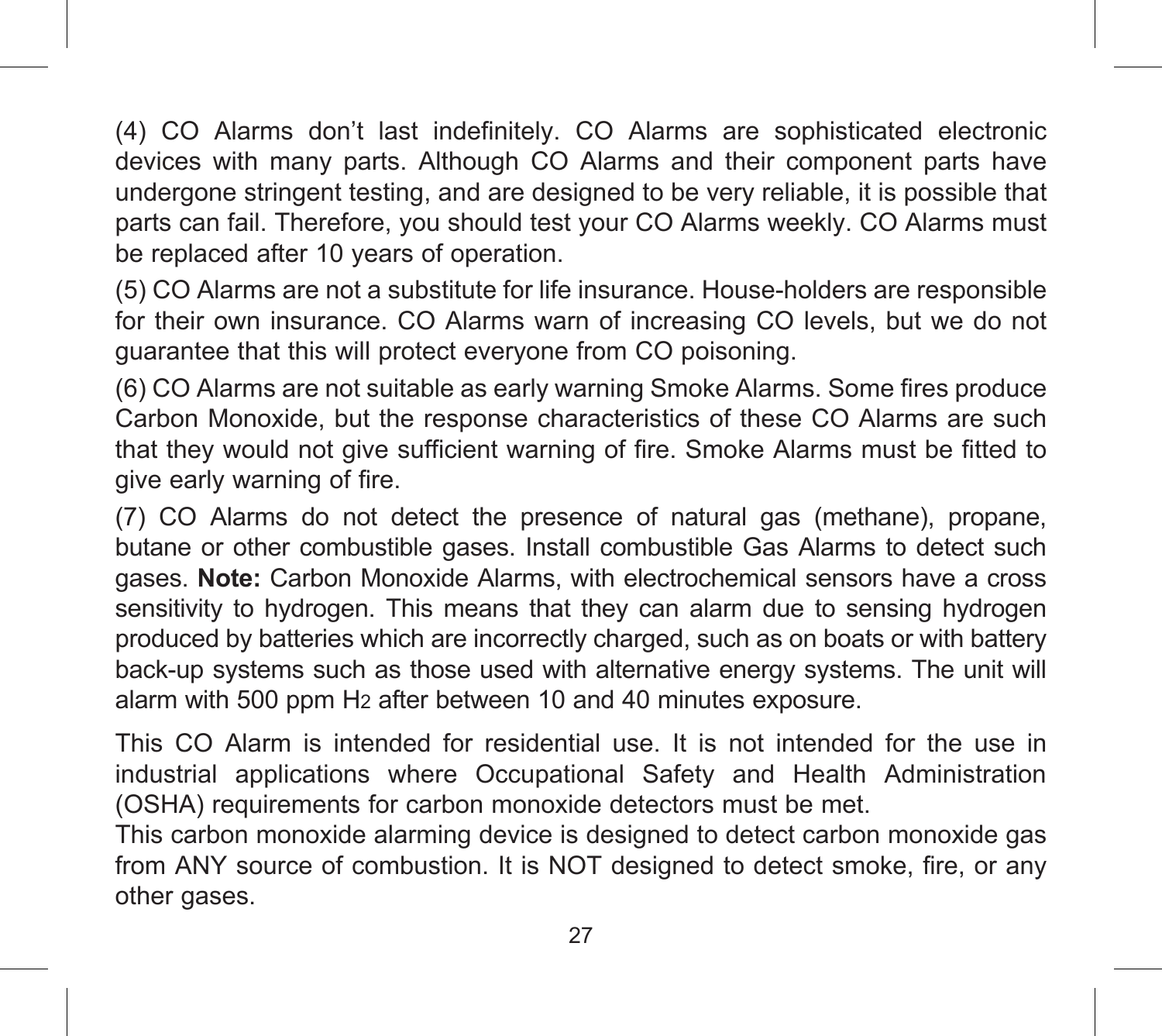(4) CO Alarms don't last indefinitely. CO Alarms are sophisticated electronic devices with many parts. Although CO Alarms and their component parts have undergone stringent testing, and are designed to be very reliable, it is possible that parts can fail. Therefore, you should test your CO Alarms weekly. CO Alarms must be replaced after 10 years of operation.

(5) CO Alarms are not a substitute for life insurance. House-holders are responsible for their own insurance. CO Alarms warn of increasing CO levels, but we do not guarantee that this will protect everyone from CO poisoning.

(6) CO Alarms are not suitable as early warning Smoke Alarms. Some fires produce Carbon Monoxide, but the response characteristics of these CO Alarms are such that they would not give sufficient warning of fire. Smoke Alarms must be fitted to give early warning of fire.

(7) CO Alarms do not detect the presence of natural gas (methane), propane, butane or other combustible gases. Install combustible Gas Alarms to detect such gases. **Note:** Carbon Monoxide Alarms, with electrochemical sensors have a cross sensitivity to hydrogen. This means that they can alarm due to sensing hydrogen produced by batteries which are incorrectly charged, such as on boats or with battery back-up systems such as those used with alternative energy systems. The unit will alarm with 500 ppm $H_2$ after between 10 and 40 minutes exposure.

This CO Alarm is intended for residential use. It is not intended for the use in industrial applications where Occupational Safety and Health Administration (OSHA) requirements for carbon monoxide detectors must be met.
This carbon monoxide alarming device is designed to detect carbon monoxide gas from ANY source of combustion. It is NOT designed to detect smoke, fire, or any other gases.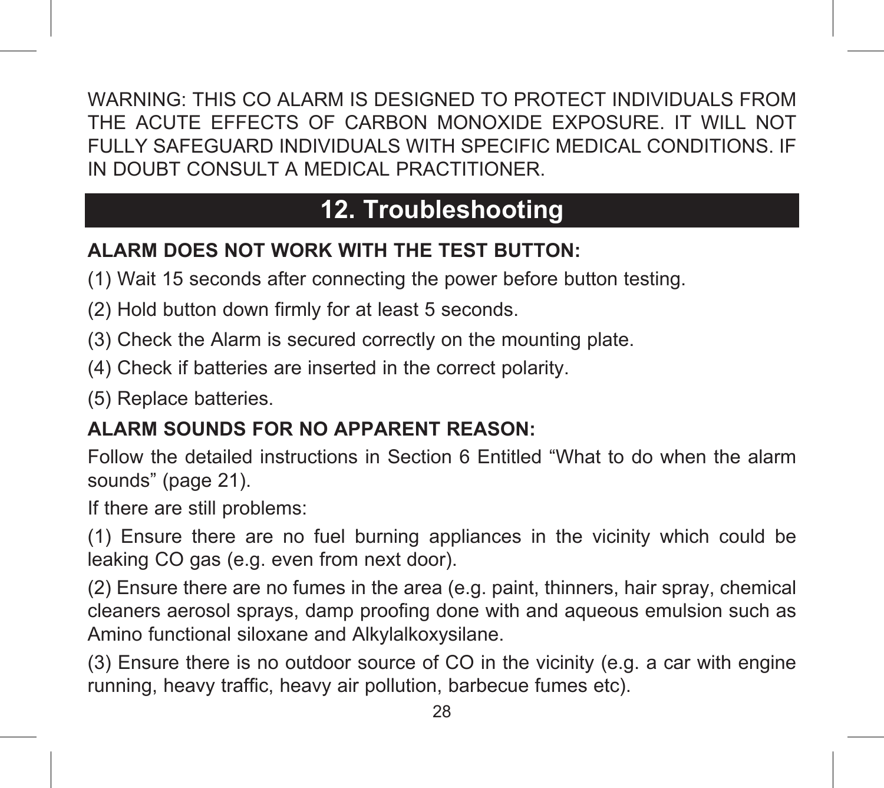WARNING: THIS CO ALARM IS DESIGNED TO PROTECT INDIVIDUALS FROM THE ACUTE EFFECTS OF CARBON MONOXIDE EXPOSURE. IT WILL NOT FULLY SAFEGUARD INDIVIDUALS WITH SPECIFIC MEDICAL CONDITIONS. IF IN DOUBT CONSULT A MEDICAL PRACTITIONER.

## 12. Troubleshooting

**ALARM DOES NOT WORK WITH THE TEST BUTTON:**

(1) Wait 15 seconds after connecting the power before button testing.

(2) Hold button down firmly for at least 5 seconds.

(3) Check the Alarm is secured correctly on the mounting plate.

(4) Check if batteries are inserted in the correct polarity.

(5) Replace batteries.

**ALARM SOUNDS FOR NO APPARENT REASON:**

Follow the detailed instructions in Section 6 Entitled “What to do when the alarm sounds” (page 21).

If there are still problems:

(1) Ensure there are no fuel burning appliances in the vicinity which could be leaking CO gas (e.g. even from next door).

(2) Ensure there are no fumes in the area (e.g. paint, thinners, hair spray, chemical cleaners aerosol sprays, damp proofing done with and aqueous emulsion such as Amino functional siloxane and Alkylalkoxysilane.

(3) Ensure there is no outdoor source of CO in the vicinity (e.g. a car with engine running, heavy traffic, heavy air pollution, barbecue fumes etc).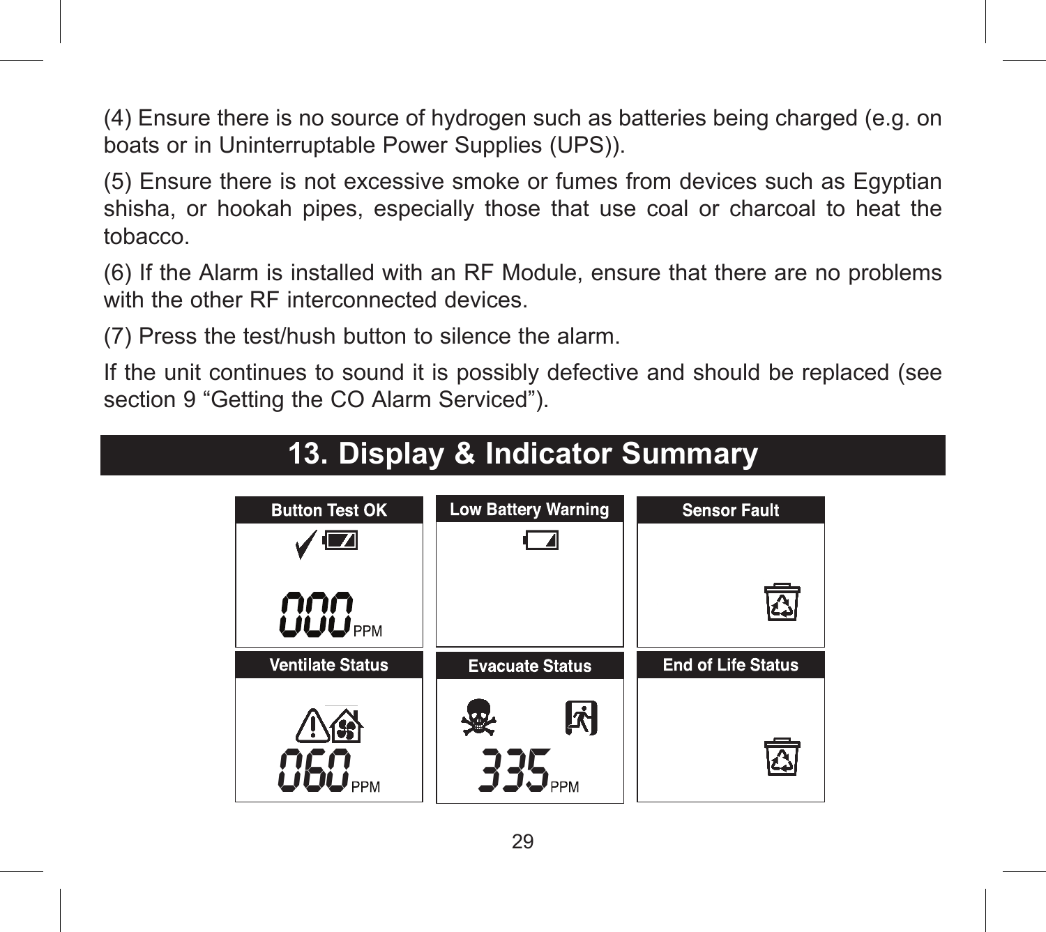(4) Ensure there is no source of hydrogen such as batteries being charged (e.g. on boats or in Uninterruptable Power Supplies (UPS)).

(5) Ensure there is not excessive smoke or fumes from devices such as Egyptian shisha, or hookah pipes, especially those that use coal or charcoal to heat the tobacco.

(6) If the Alarm is installed with an RF Module, ensure that there are no problems with the other RF interconnected devices.

(7) Press the test/hush button to silence the alarm.

If the unit continues to sound it is possibly defective and should be replaced (see section 9 "Getting the CO Alarm Serviced").

## 13. Display & Indicator Summary

| Button Test OK | Low Battery Warning | Sensor Fault |
|---|---|---|
| 000 PPM | | |

| Ventilate Status | Evacuate Status | End of Life Status |
|---|---|---|
| 060 PPM | 335 PPM | |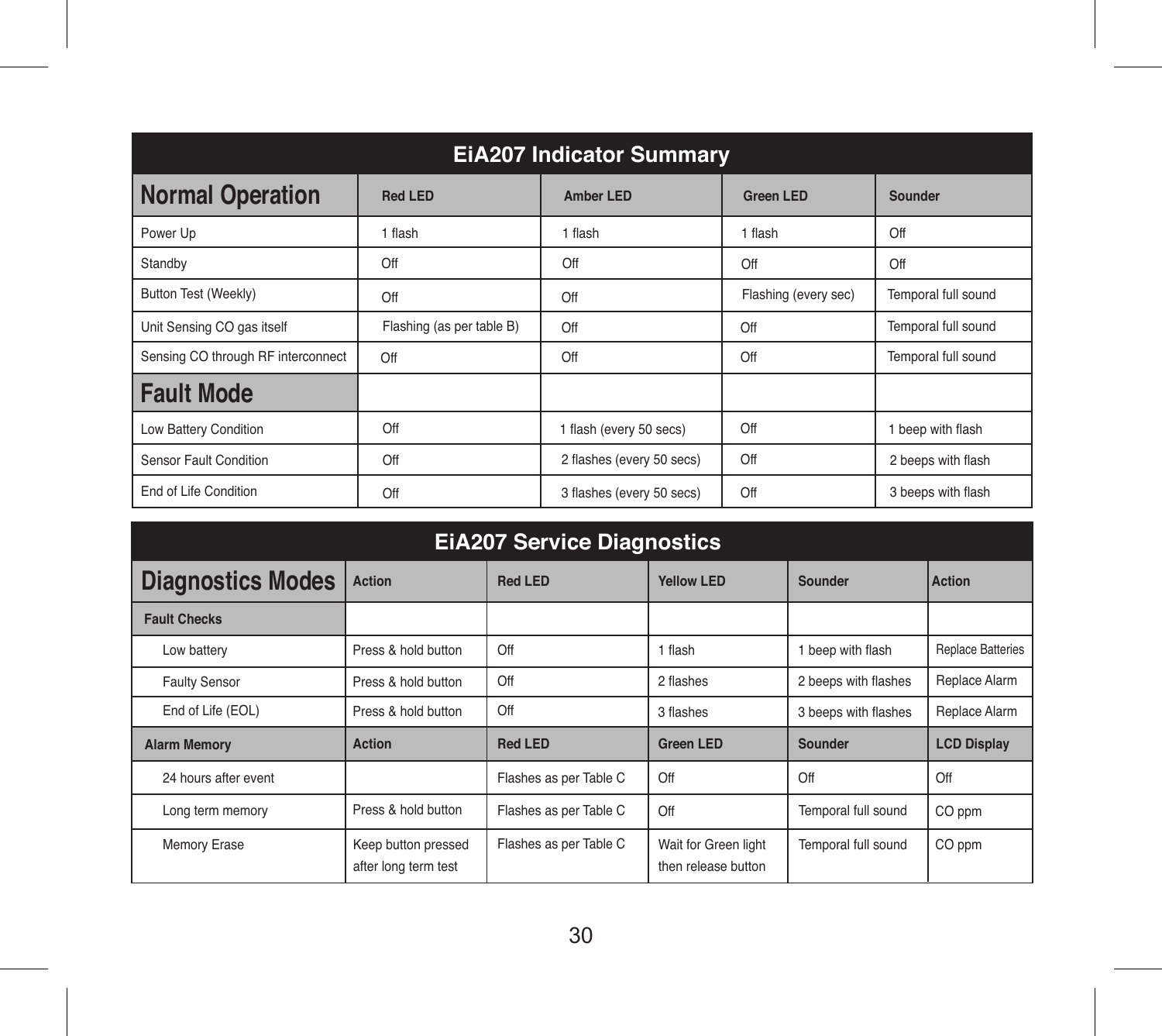## EiA207 Indicator Summary

| Normal Operation | Red LED | Amber LED | Green LED | Sounder |
|---|---|---|---|---|
| Power Up | 1 flash | 1 flash | 1 flash | Off |
| Standby | Off | Off | Off | Off |
| Button Test (Weekly) | Off | Off | Flashing (every sec) | Temporal full sound |
| Unit Sensing CO gas itself | Flashing (as per table B) | Off | Off | Temporal full sound |
| Sensing CO through RF interconnect | Off | Off | Off | Temporal full sound |
| **Fault Mode** | | | | |
| Low Battery Condition | Off | 1 flash (every 50 secs) | Off | 1 beep with flash |
| Sensor Fault Condition | Off | 2 flashes (every 50 secs) | Off | 2 beeps with flash |
| End of Life Condition | Off | 3 flashes (every 50 secs) | Off | 3 beeps with flash |

## EiA207 Service Diagnostics

| Diagnostics Modes | Action | Red LED | Yellow LED | Sounder | Action |
|---|---|---|---|---|---|
| **Fault Checks** | | | | | |
| Low battery | Press & hold button | Off | 1 flash | 1 beep with flash | Replace Batteries |
| Faulty Sensor | Press & hold button | Off | 2 flashes | 2 beeps with flashes | Replace Alarm |
| End of Life (EOL) | Press & hold button | Off | 3 flashes | 3 beeps with flashes | Replace Alarm |
| **Alarm Memory** | **Action** | **Red LED** | **Green LED** | **Sounder** | **LCD Display** |
| 24 hours after event | | Flashes as per Table C | Off | Off | Off |
| Long term memory | Press & hold button | Flashes as per Table C | Off | Temporal full sound | CO ppm |
| Memory Erase | Keep button pressed after long term test | Flashes as per Table C | Wait for Green light then release button | Temporal full sound | CO ppm |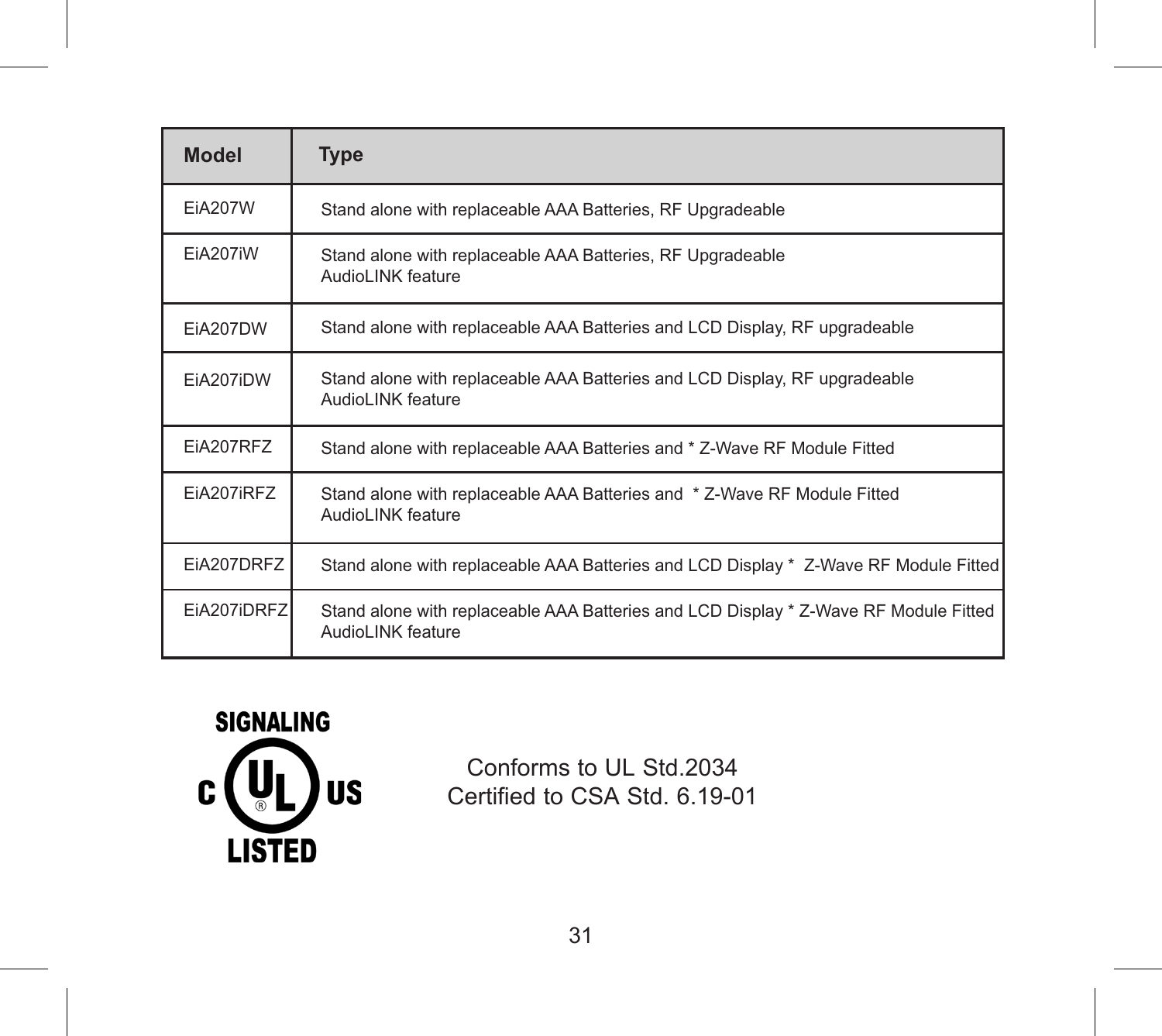| Model | Type |
|---|---|
| EiA207W | Stand alone with replaceable AAA Batteries, RF Upgradeable |
| EiA207iW | Stand alone with replaceable AAA Batteries, RF Upgradeable<br>AudioLINK feature |
| EiA207DW | Stand alone with replaceable AAA Batteries and LCD Display, RF upgradeable |
| EiA207iDW | Stand alone with replaceable AAA Batteries and LCD Display, RF upgradeable<br>AudioLINK feature |
| EiA207RFZ | Stand alone with replaceable AAA Batteries and * Z-Wave RF Module Fitted |
| EiA207iRFZ | Stand alone with replaceable AAA Batteries and * Z-Wave RF Module Fitted<br>AudioLINK feature |
| EiA207DRFZ | Stand alone with replaceable AAA Batteries and LCD Display * Z-Wave RF Module Fitted |
| EiA207iDRFZ | Stand alone with replaceable AAA Batteries and LCD Display * Z-Wave RF Module Fitted<br>AudioLINK feature |

SIGNALING
C UL US
LISTED

Conforms to UL Std.2034
Certified to CSA Std. 6.19-01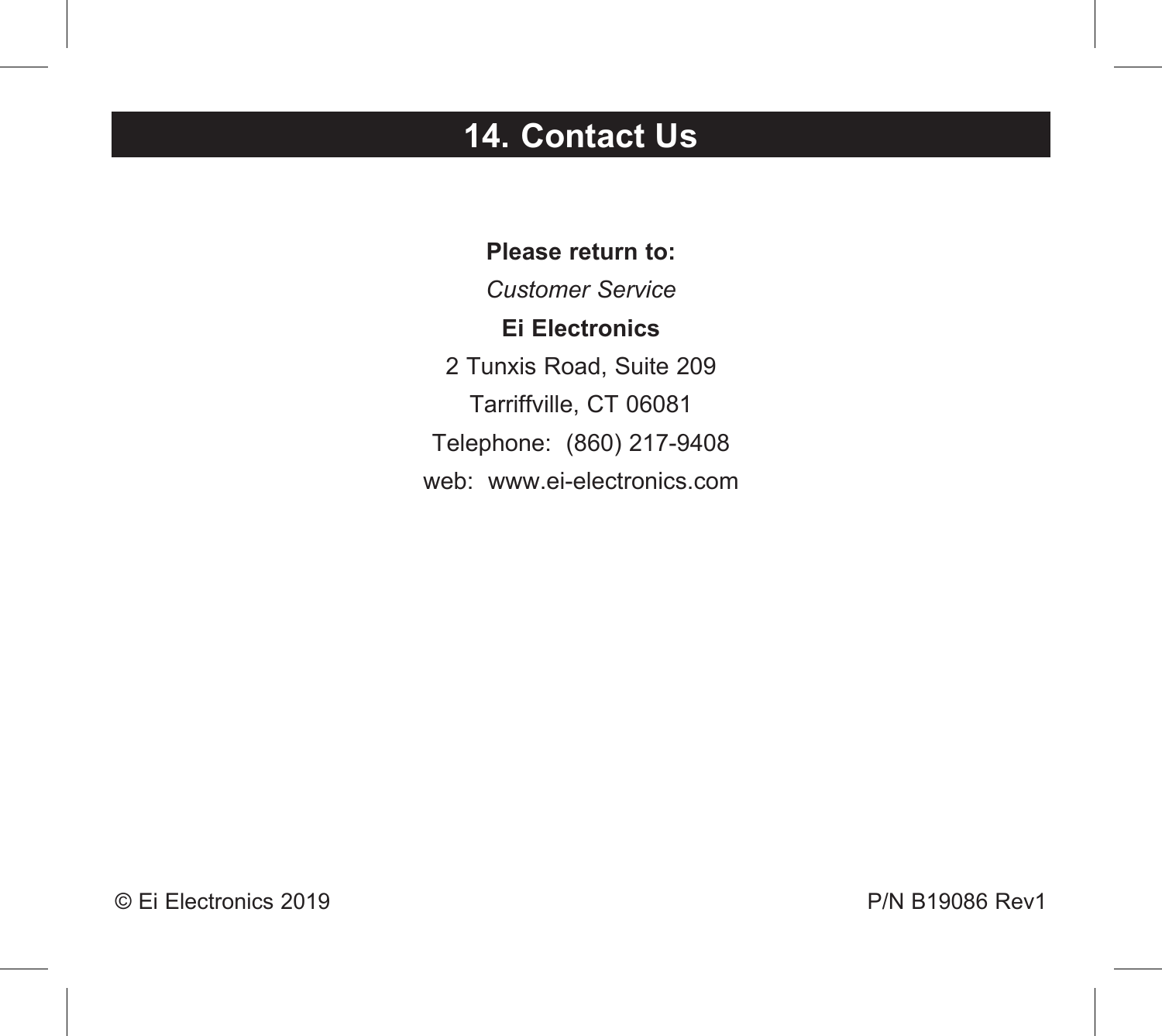# 14. Contact Us

**Please return to:**

*Customer Service*

**Ei Electronics**

2 Tunxis Road, Suite 209

Tarriffville, CT 06081

Telephone:  (860) 217-9408

web:  www.ei-electronics.com

© Ei Electronics 2019

P/N B19086 Rev1